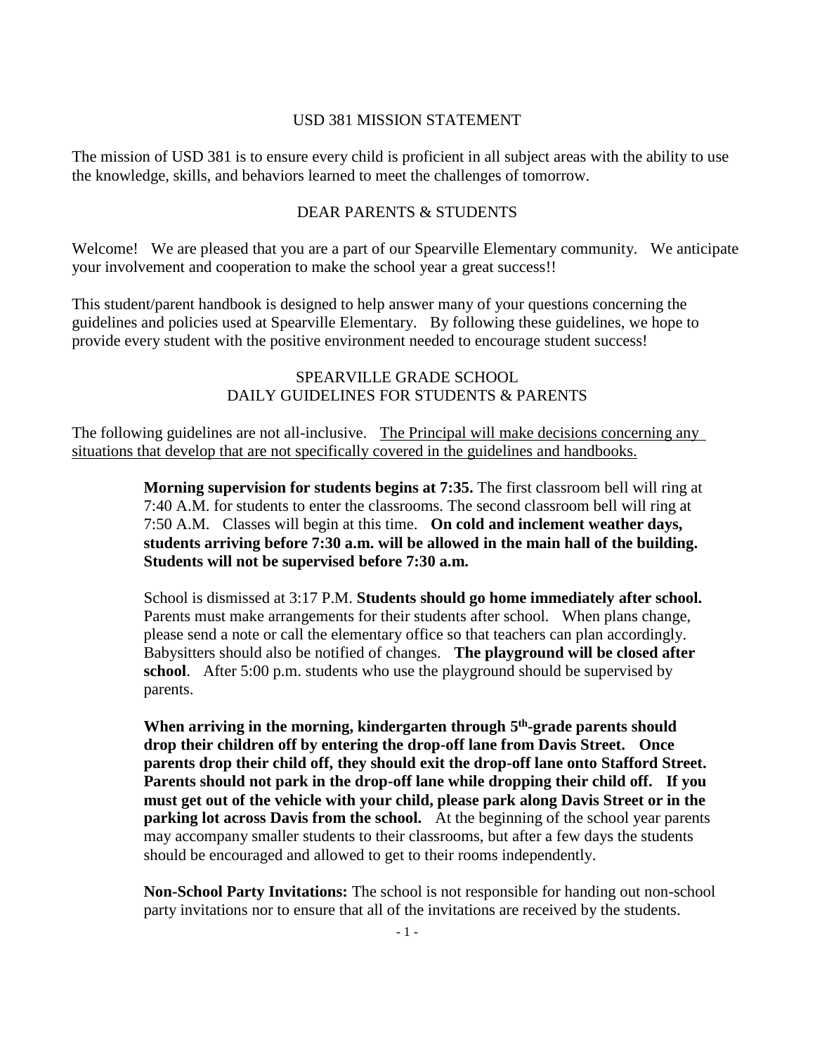## USD 381 MISSION STATEMENT

The mission of USD 381 is to ensure every child is proficient in all subject areas with the ability to use the knowledge, skills, and behaviors learned to meet the challenges of tomorrow.

## DEAR PARENTS & STUDENTS

Welcome! We are pleased that you are a part of our Spearville Elementary community. We anticipate your involvement and cooperation to make the school year a great success!!

This student/parent handbook is designed to help answer many of your questions concerning the guidelines and policies used at Spearville Elementary. By following these guidelines, we hope to provide every student with the positive environment needed to encourage student success!

## SPEARVILLE GRADE SCHOOL
## DAILY GUIDELINES FOR STUDENTS & PARENTS

The following guidelines are not all-inclusive. <u>The Principal will make decisions concerning any situations that develop that are not specifically covered in the guidelines and handbooks.</u>

**Morning supervision for students begins at 7:35.** The first classroom bell will ring at 7:40 A.M. for students to enter the classrooms. The second classroom bell will ring at 7:50 A.M. Classes will begin at this time. **On cold and inclement weather days, students arriving before 7:30 a.m. will be allowed in the main hall of the building. Students will not be supervised before 7:30 a.m.**

School is dismissed at 3:17 P.M. **Students should go home immediately after school.** Parents must make arrangements for their students after school. When plans change, please send a note or call the elementary office so that teachers can plan accordingly. Babysitters should also be notified of changes. **The playground will be closed after school**. After 5:00 p.m. students who use the playground should be supervised by parents.

**When arriving in the morning, kindergarten through 5th-grade parents should drop their children off by entering the drop-off lane from Davis Street. Once parents drop their child off, they should exit the drop-off lane onto Stafford Street. Parents should not park in the drop-off lane while dropping their child off. If you must get out of the vehicle with your child, please park along Davis Street or in the parking lot across Davis from the school.** At the beginning of the school year parents may accompany smaller students to their classrooms, but after a few days the students should be encouraged and allowed to get to their rooms independently.

**Non-School Party Invitations:** The school is not responsible for handing out non-school party invitations nor to ensure that all of the invitations are received by the students.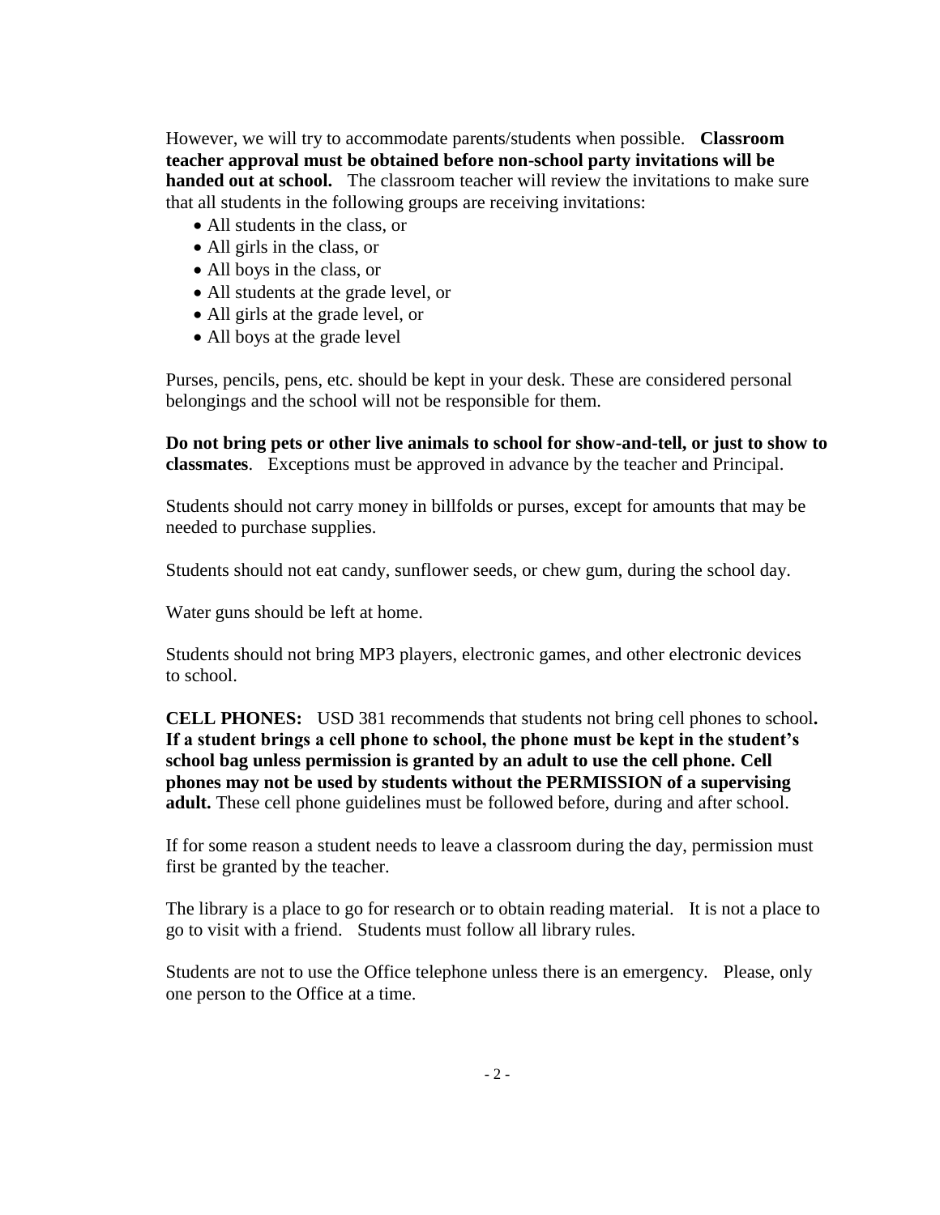However, we will try to accommodate parents/students when possible. **Classroom teacher approval must be obtained before non-school party invitations will be handed out at school.** The classroom teacher will review the invitations to make sure that all students in the following groups are receiving invitations:

- All students in the class, or
- All girls in the class, or
- All boys in the class, or
- All students at the grade level, or
- All girls at the grade level, or
- All boys at the grade level

Purses, pencils, pens, etc. should be kept in your desk. These are considered personal belongings and the school will not be responsible for them.

**Do not bring pets or other live animals to school for show-and-tell, or just to show to classmates**. Exceptions must be approved in advance by the teacher and Principal.

Students should not carry money in billfolds or purses, except for amounts that may be needed to purchase supplies.

Students should not eat candy, sunflower seeds, or chew gum, during the school day.

Water guns should be left at home.

Students should not bring MP3 players, electronic games, and other electronic devices to school.

**CELL PHONES:** USD 381 recommends that students not bring cell phones to school**. If a student brings a cell phone to school, the phone must be kept in the student's school bag unless permission is granted by an adult to use the cell phone. Cell phones may not be used by students without the PERMISSION of a supervising adult.** These cell phone guidelines must be followed before, during and after school.

If for some reason a student needs to leave a classroom during the day, permission must first be granted by the teacher.

The library is a place to go for research or to obtain reading material. It is not a place to go to visit with a friend. Students must follow all library rules.

Students are not to use the Office telephone unless there is an emergency. Please, only one person to the Office at a time.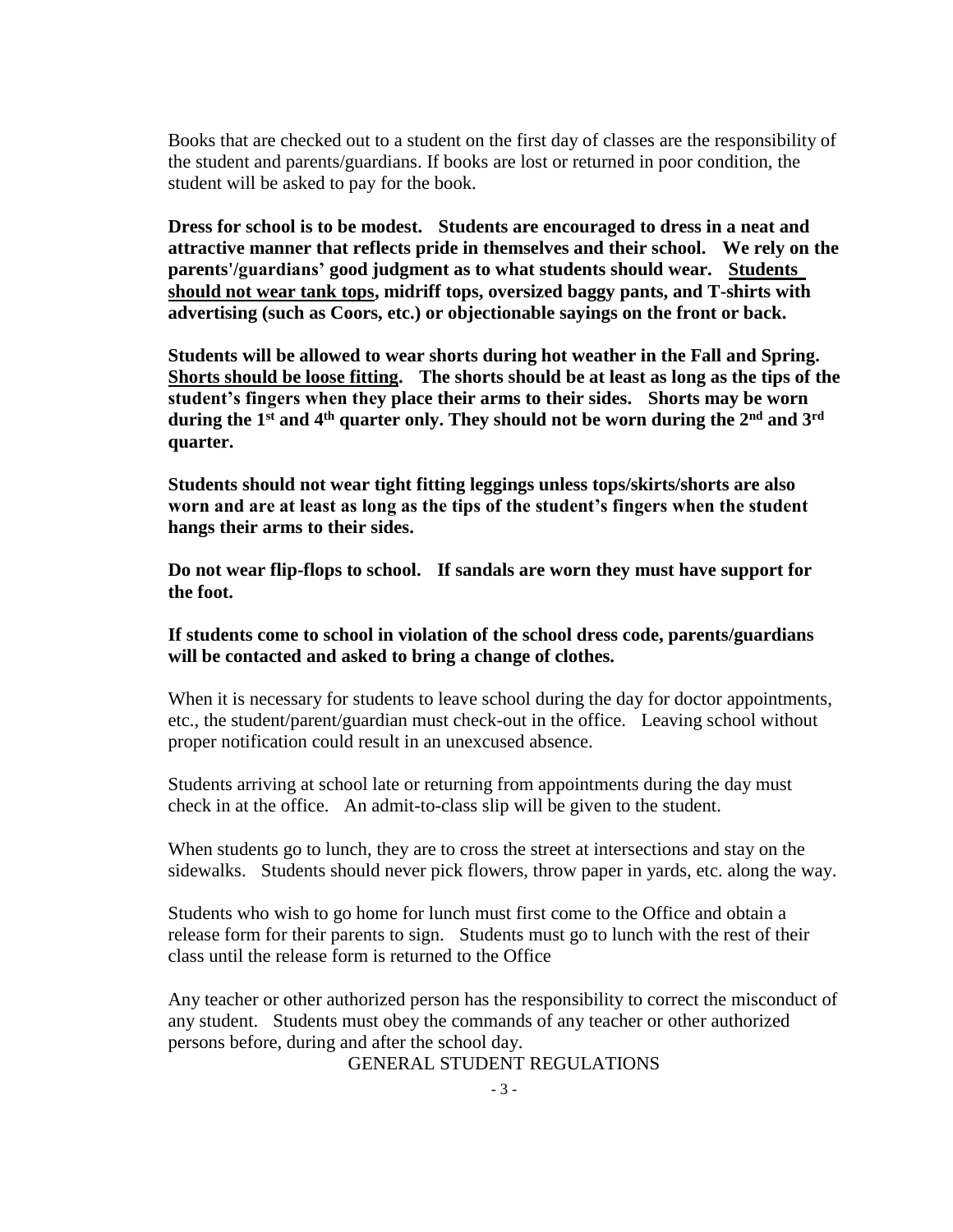Books that are checked out to a student on the first day of classes are the responsibility of the student and parents/guardians. If books are lost or returned in poor condition, the student will be asked to pay for the book.

**Dress for school is to be modest. Students are encouraged to dress in a neat and attractive manner that reflects pride in themselves and their school. We rely on the parents'/guardians' good judgment as to what students should wear. Students should not wear tank tops, midriff tops, oversized baggy pants, and T-shirts with advertising (such as Coors, etc.) or objectionable sayings on the front or back.**

**Students will be allowed to wear shorts during hot weather in the Fall and Spring. Shorts should be loose fitting. The shorts should be at least as long as the tips of the student's fingers when they place their arms to their sides. Shorts may be worn during the 1st and 4th quarter only. They should not be worn during the 2nd and 3rd quarter.**

**Students should not wear tight fitting leggings unless tops/skirts/shorts are also worn and are at least as long as the tips of the student's fingers when the student hangs their arms to their sides.**

**Do not wear flip-flops to school. If sandals are worn they must have support for the foot.**

**If students come to school in violation of the school dress code, parents/guardians will be contacted and asked to bring a change of clothes.**

When it is necessary for students to leave school during the day for doctor appointments, etc., the student/parent/guardian must check-out in the office. Leaving school without proper notification could result in an unexcused absence.

Students arriving at school late or returning from appointments during the day must check in at the office. An admit-to-class slip will be given to the student.

When students go to lunch, they are to cross the street at intersections and stay on the sidewalks. Students should never pick flowers, throw paper in yards, etc. along the way.

Students who wish to go home for lunch must first come to the Office and obtain a release form for their parents to sign. Students must go to lunch with the rest of their class until the release form is returned to the Office

Any teacher or other authorized person has the responsibility to correct the misconduct of any student. Students must obey the commands of any teacher or other authorized persons before, during and after the school day.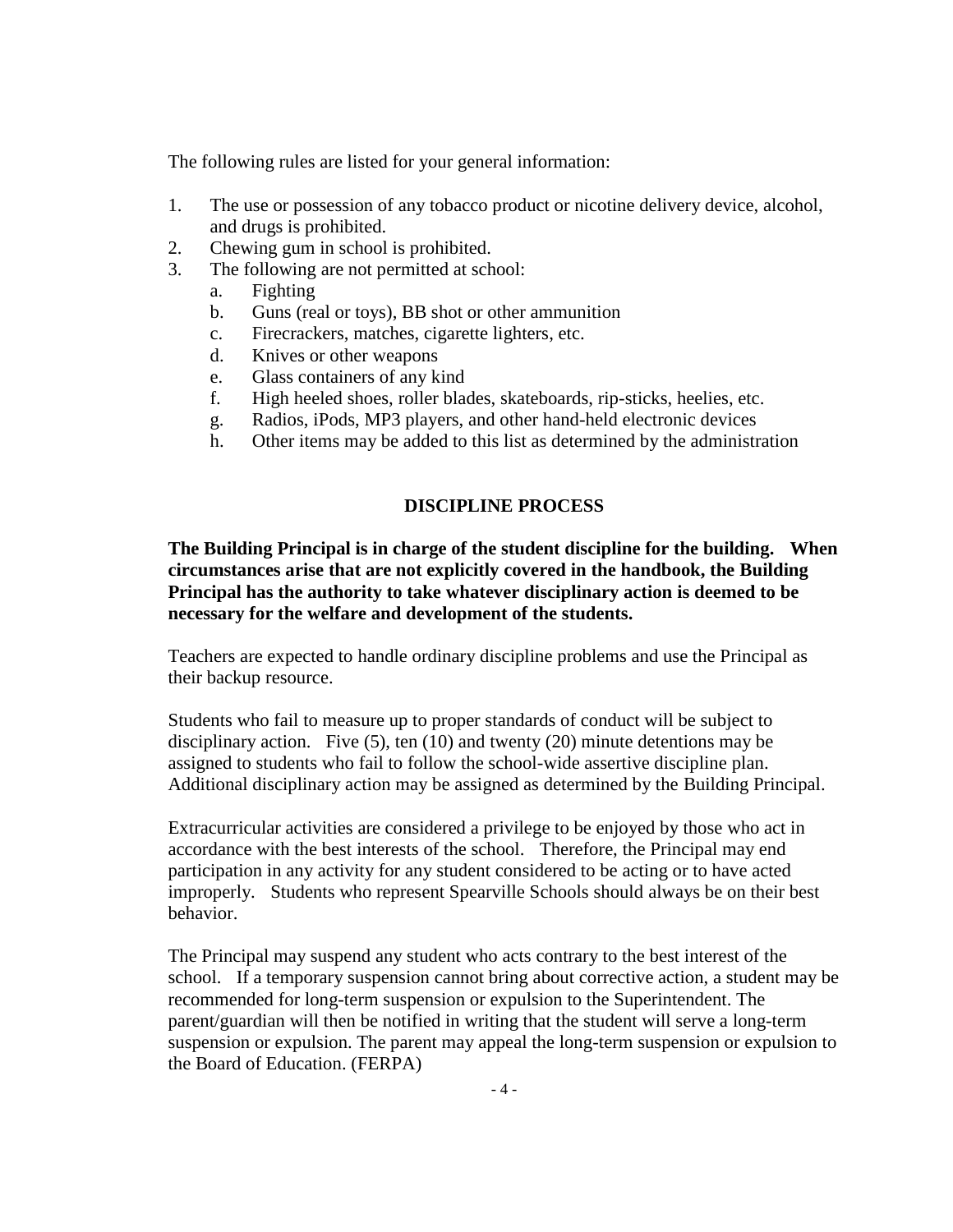The following rules are listed for your general information:

1. The use or possession of any tobacco product or nicotine delivery device, alcohol, and drugs is prohibited.
2. Chewing gum in school is prohibited.
3. The following are not permitted at school:
   a. Fighting
   b. Guns (real or toys), BB shot or other ammunition
   c. Firecrackers, matches, cigarette lighters, etc.
   d. Knives or other weapons
   e. Glass containers of any kind
   f. High heeled shoes, roller blades, skateboards, rip-sticks, heelies, etc.
   g. Radios, iPods, MP3 players, and other hand-held electronic devices
   h. Other items may be added to this list as determined by the administration

## DISCIPLINE PROCESS

**The Building Principal is in charge of the student discipline for the building. When circumstances arise that are not explicitly covered in the handbook, the Building Principal has the authority to take whatever disciplinary action is deemed to be necessary for the welfare and development of the students.**

Teachers are expected to handle ordinary discipline problems and use the Principal as their backup resource.

Students who fail to measure up to proper standards of conduct will be subject to disciplinary action. Five (5), ten (10) and twenty (20) minute detentions may be assigned to students who fail to follow the school-wide assertive discipline plan. Additional disciplinary action may be assigned as determined by the Building Principal.

Extracurricular activities are considered a privilege to be enjoyed by those who act in accordance with the best interests of the school. Therefore, the Principal may end participation in any activity for any student considered to be acting or to have acted improperly. Students who represent Spearville Schools should always be on their best behavior.

The Principal may suspend any student who acts contrary to the best interest of the school. If a temporary suspension cannot bring about corrective action, a student may be recommended for long-term suspension or expulsion to the Superintendent. The parent/guardian will then be notified in writing that the student will serve a long-term suspension or expulsion. The parent may appeal the long-term suspension or expulsion to the Board of Education. (FERPA)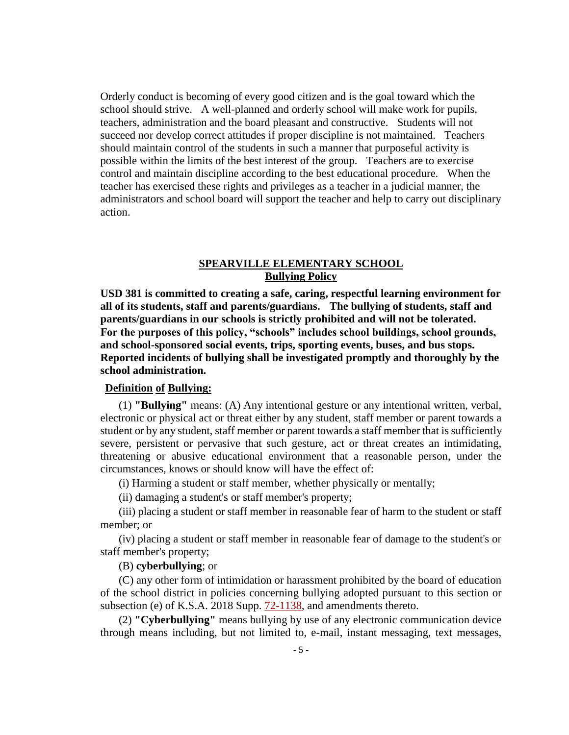Orderly conduct is becoming of every good citizen and is the goal toward which the school should strive. A well-planned and orderly school will make work for pupils, teachers, administration and the board pleasant and constructive. Students will not succeed nor develop correct attitudes if proper discipline is not maintained. Teachers should maintain control of the students in such a manner that purposeful activity is possible within the limits of the best interest of the group. Teachers are to exercise control and maintain discipline according to the best educational procedure. When the teacher has exercised these rights and privileges as a teacher in a judicial manner, the administrators and school board will support the teacher and help to carry out disciplinary action.

## SPEARVILLE ELEMENTARY SCHOOL
### Bullying Policy

**USD 381 is committed to creating a safe, caring, respectful learning environment for all of its students, staff and parents/guardians. The bullying of students, staff and parents/guardians in our schools is strictly prohibited and will not be tolerated. For the purposes of this policy, "schools" includes school buildings, school grounds, and school-sponsored social events, trips, sporting events, buses, and bus stops. Reported incidents of bullying shall be investigated promptly and thoroughly by the school administration.**

**Definition of Bullying:**

(1) **"Bullying"** means: (A) Any intentional gesture or any intentional written, verbal, electronic or physical act or threat either by any student, staff member or parent towards a student or by any student, staff member or parent towards a staff member that is sufficiently severe, persistent or pervasive that such gesture, act or threat creates an intimidating, threatening or abusive educational environment that a reasonable person, under the circumstances, knows or should know will have the effect of:

(i) Harming a student or staff member, whether physically or mentally;

(ii) damaging a student's or staff member's property;

(iii) placing a student or staff member in reasonable fear of harm to the student or staff member; or

(iv) placing a student or staff member in reasonable fear of damage to the student's or staff member's property;

(B) **cyberbullying**; or

(C) any other form of intimidation or harassment prohibited by the board of education of the school district in policies concerning bullying adopted pursuant to this section or subsection (e) of K.S.A. 2018 Supp. 72-1138, and amendments thereto.

(2) **"Cyberbullying"** means bullying by use of any electronic communication device through means including, but not limited to, e-mail, instant messaging, text messages,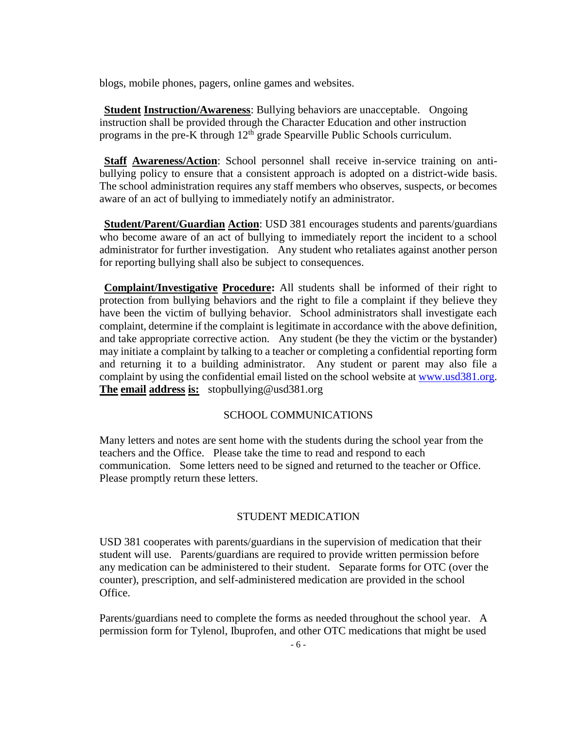blogs, mobile phones, pagers, online games and websites.

**Student Instruction/Awareness**: Bullying behaviors are unacceptable. Ongoing instruction shall be provided through the Character Education and other instruction programs in the pre-K through 12th grade Spearville Public Schools curriculum.

**Staff Awareness/Action**: School personnel shall receive in-service training on anti-bullying policy to ensure that a consistent approach is adopted on a district-wide basis. The school administration requires any staff members who observes, suspects, or becomes aware of an act of bullying to immediately notify an administrator.

**Student/Parent/Guardian Action**: USD 381 encourages students and parents/guardians who become aware of an act of bullying to immediately report the incident to a school administrator for further investigation. Any student who retaliates against another person for reporting bullying shall also be subject to consequences.

**Complaint/Investigative Procedure:** All students shall be informed of their right to protection from bullying behaviors and the right to file a complaint if they believe they have been the victim of bullying behavior. School administrators shall investigate each complaint, determine if the complaint is legitimate in accordance with the above definition, and take appropriate corrective action. Any student (be they the victim or the bystander) may initiate a complaint by talking to a teacher or completing a confidential reporting form and returning it to a building administrator. Any student or parent may also file a complaint by using the confidential email listed on the school website at www.usd381.org. **The email address is:** stopbullying@usd381.org

## SCHOOL COMMUNICATIONS

Many letters and notes are sent home with the students during the school year from the teachers and the Office. Please take the time to read and respond to each communication. Some letters need to be signed and returned to the teacher or Office. Please promptly return these letters.

## STUDENT MEDICATION

USD 381 cooperates with parents/guardians in the supervision of medication that their student will use. Parents/guardians are required to provide written permission before any medication can be administered to their student. Separate forms for OTC (over the counter), prescription, and self-administered medication are provided in the school Office.

Parents/guardians need to complete the forms as needed throughout the school year. A permission form for Tylenol, Ibuprofen, and other OTC medications that might be used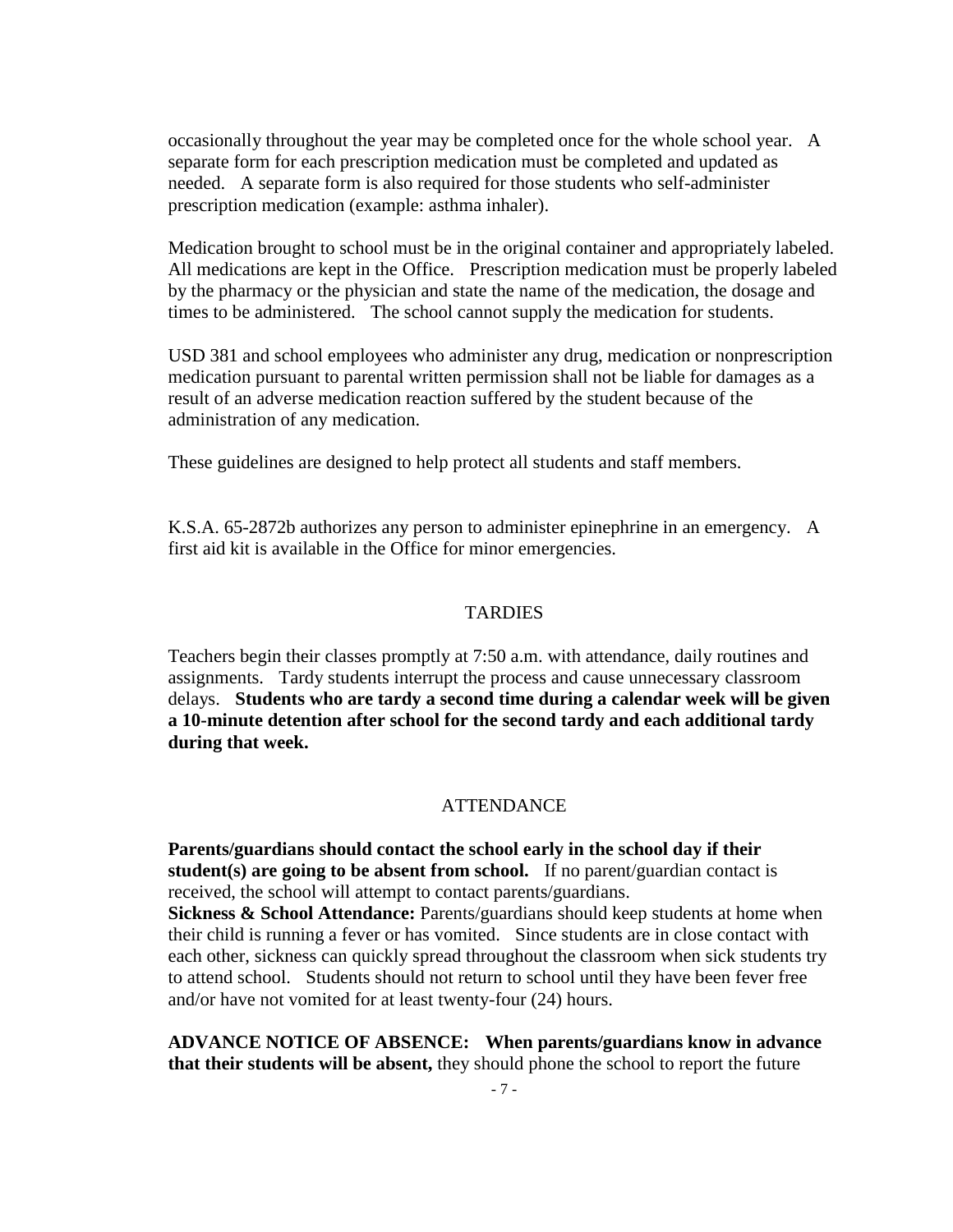occasionally throughout the year may be completed once for the whole school year. A separate form for each prescription medication must be completed and updated as needed. A separate form is also required for those students who self-administer prescription medication (example: asthma inhaler).

Medication brought to school must be in the original container and appropriately labeled. All medications are kept in the Office. Prescription medication must be properly labeled by the pharmacy or the physician and state the name of the medication, the dosage and times to be administered. The school cannot supply the medication for students.

USD 381 and school employees who administer any drug, medication or nonprescription medication pursuant to parental written permission shall not be liable for damages as a result of an adverse medication reaction suffered by the student because of the administration of any medication.

These guidelines are designed to help protect all students and staff members.

K.S.A. 65-2872b authorizes any person to administer epinephrine in an emergency. A first aid kit is available in the Office for minor emergencies.

## TARDIES

Teachers begin their classes promptly at 7:50 a.m. with attendance, daily routines and assignments. Tardy students interrupt the process and cause unnecessary classroom delays. **Students who are tardy a second time during a calendar week will be given a 10-minute detention after school for the second tardy and each additional tardy during that week.**

## ATTENDANCE

**Parents/guardians should contact the school early in the school day if their student(s) are going to be absent from school.** If no parent/guardian contact is received, the school will attempt to contact parents/guardians.
**Sickness & School Attendance:** Parents/guardians should keep students at home when their child is running a fever or has vomited. Since students are in close contact with each other, sickness can quickly spread throughout the classroom when sick students try to attend school. Students should not return to school until they have been fever free and/or have not vomited for at least twenty-four (24) hours.

**ADVANCE NOTICE OF ABSENCE: When parents/guardians know in advance that their students will be absent,** they should phone the school to report the future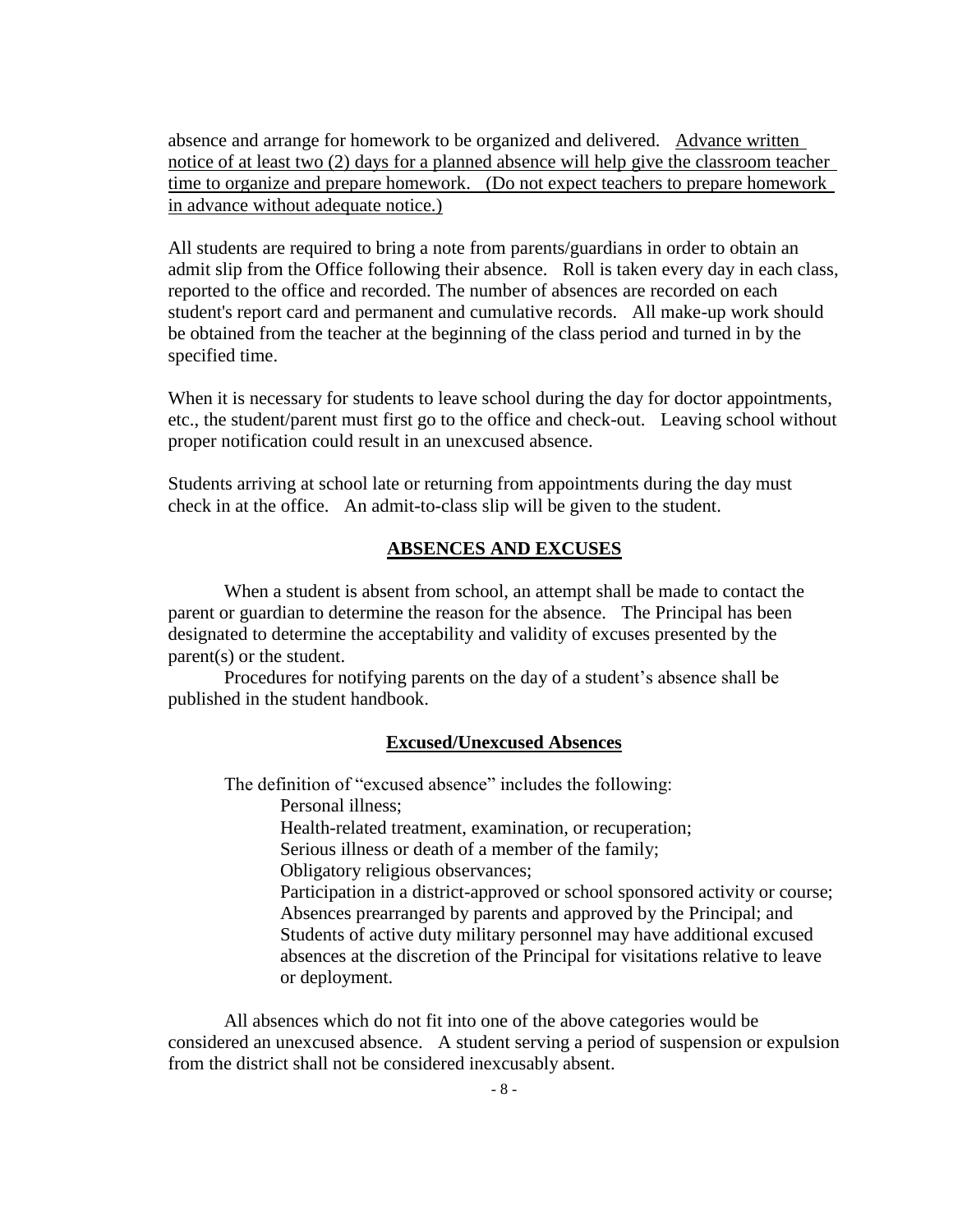absence and arrange for homework to be organized and delivered. <u>Advance written notice of at least two (2) days for a planned absence will help give the classroom teacher time to organize and prepare homework. (Do not expect teachers to prepare homework in advance without adequate notice.)</u>

All students are required to bring a note from parents/guardians in order to obtain an admit slip from the Office following their absence. Roll is taken every day in each class, reported to the office and recorded. The number of absences are recorded on each student's report card and permanent and cumulative records. All make-up work should be obtained from the teacher at the beginning of the class period and turned in by the specified time.

When it is necessary for students to leave school during the day for doctor appointments, etc., the student/parent must first go to the office and check-out. Leaving school without proper notification could result in an unexcused absence.

Students arriving at school late or returning from appointments during the day must check in at the office. An admit-to-class slip will be given to the student.

## ABSENCES AND EXCUSES

When a student is absent from school, an attempt shall be made to contact the parent or guardian to determine the reason for the absence. The Principal has been designated to determine the acceptability and validity of excuses presented by the parent(s) or the student.

Procedures for notifying parents on the day of a student's absence shall be published in the student handbook.

### Excused/Unexcused Absences

The definition of "excused absence" includes the following:

- Personal illness;
- Health-related treatment, examination, or recuperation;
- Serious illness or death of a member of the family;
- Obligatory religious observances;
- Participation in a district-approved or school sponsored activity or course;
- Absences prearranged by parents and approved by the Principal; and
- Students of active duty military personnel may have additional excused absences at the discretion of the Principal for visitations relative to leave or deployment.

All absences which do not fit into one of the above categories would be considered an unexcused absence. A student serving a period of suspension or expulsion from the district shall not be considered inexcusably absent.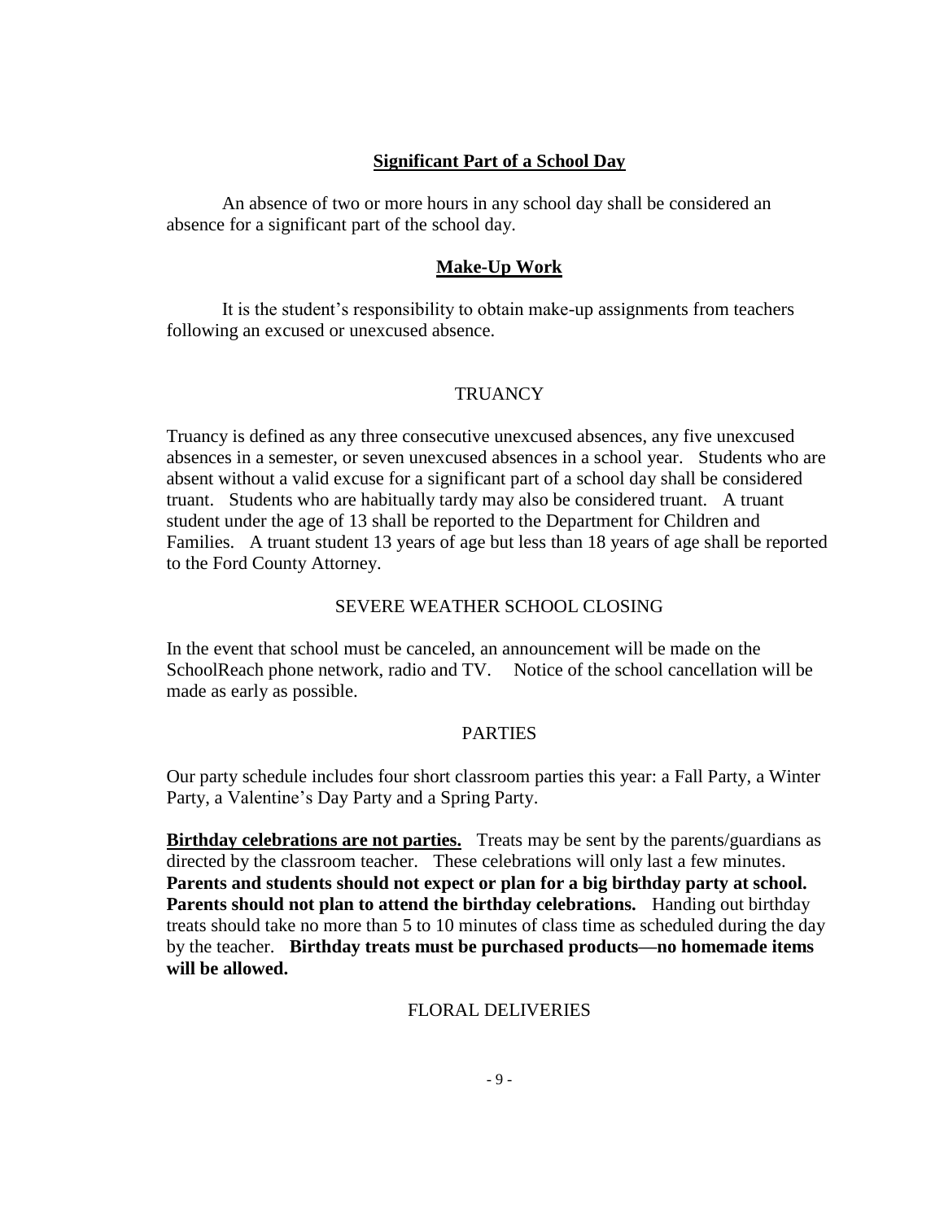### Significant Part of a School Day

An absence of two or more hours in any school day shall be considered an absence for a significant part of the school day.

### Make-Up Work

It is the student's responsibility to obtain make-up assignments from teachers following an excused or unexcused absence.

## TRUANCY

Truancy is defined as any three consecutive unexcused absences, any five unexcused absences in a semester, or seven unexcused absences in a school year. Students who are absent without a valid excuse for a significant part of a school day shall be considered truant. Students who are habitually tardy may also be considered truant. A truant student under the age of 13 shall be reported to the Department for Children and Families. A truant student 13 years of age but less than 18 years of age shall be reported to the Ford County Attorney.

## SEVERE WEATHER SCHOOL CLOSING

In the event that school must be canceled, an announcement will be made on the SchoolReach phone network, radio and TV. Notice of the school cancellation will be made as early as possible.

## PARTIES

Our party schedule includes four short classroom parties this year: a Fall Party, a Winter Party, a Valentine's Day Party and a Spring Party.

**Birthday celebrations are not parties.** Treats may be sent by the parents/guardians as directed by the classroom teacher. These celebrations will only last a few minutes. **Parents and students should not expect or plan for a big birthday party at school. Parents should not plan to attend the birthday celebrations.** Handing out birthday treats should take no more than 5 to 10 minutes of class time as scheduled during the day by the teacher. **Birthday treats must be purchased products—no homemade items will be allowed.**

## FLORAL DELIVERIES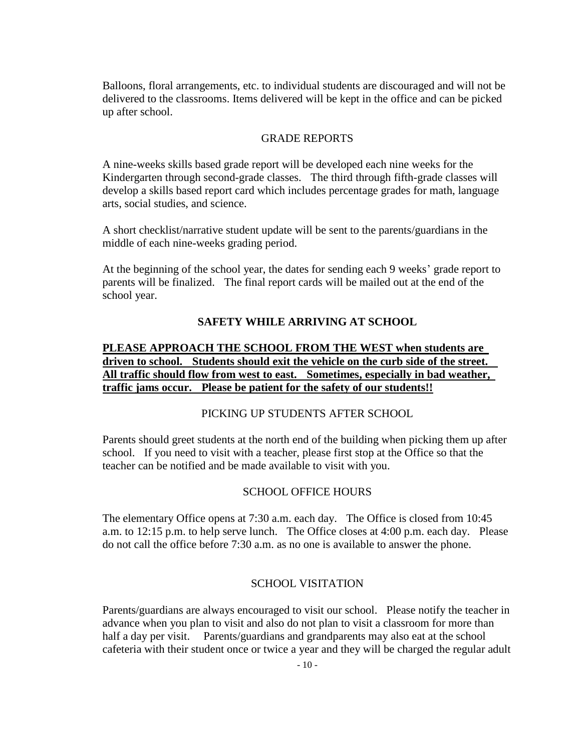Balloons, floral arrangements, etc. to individual students are discouraged and will not be delivered to the classrooms. Items delivered will be kept in the office and can be picked up after school.

## GRADE REPORTS

A nine-weeks skills based grade report will be developed each nine weeks for the Kindergarten through second-grade classes. The third through fifth-grade classes will develop a skills based report card which includes percentage grades for math, language arts, social studies, and science.

A short checklist/narrative student update will be sent to the parents/guardians in the middle of each nine-weeks grading period.

At the beginning of the school year, the dates for sending each 9 weeks' grade report to parents will be finalized. The final report cards will be mailed out at the end of the school year.

## **SAFETY WHILE ARRIVING AT SCHOOL**

**PLEASE APPROACH THE SCHOOL FROM THE WEST when students are driven to school. Students should exit the vehicle on the curb side of the street. All traffic should flow from west to east. Sometimes, especially in bad weather, traffic jams occur. Please be patient for the safety of our students!!**

## PICKING UP STUDENTS AFTER SCHOOL

Parents should greet students at the north end of the building when picking them up after school. If you need to visit with a teacher, please first stop at the Office so that the teacher can be notified and be made available to visit with you.

## SCHOOL OFFICE HOURS

The elementary Office opens at 7:30 a.m. each day. The Office is closed from 10:45 a.m. to 12:15 p.m. to help serve lunch. The Office closes at 4:00 p.m. each day. Please do not call the office before 7:30 a.m. as no one is available to answer the phone.

## SCHOOL VISITATION

Parents/guardians are always encouraged to visit our school. Please notify the teacher in advance when you plan to visit and also do not plan to visit a classroom for more than half a day per visit. Parents/guardians and grandparents may also eat at the school cafeteria with their student once or twice a year and they will be charged the regular adult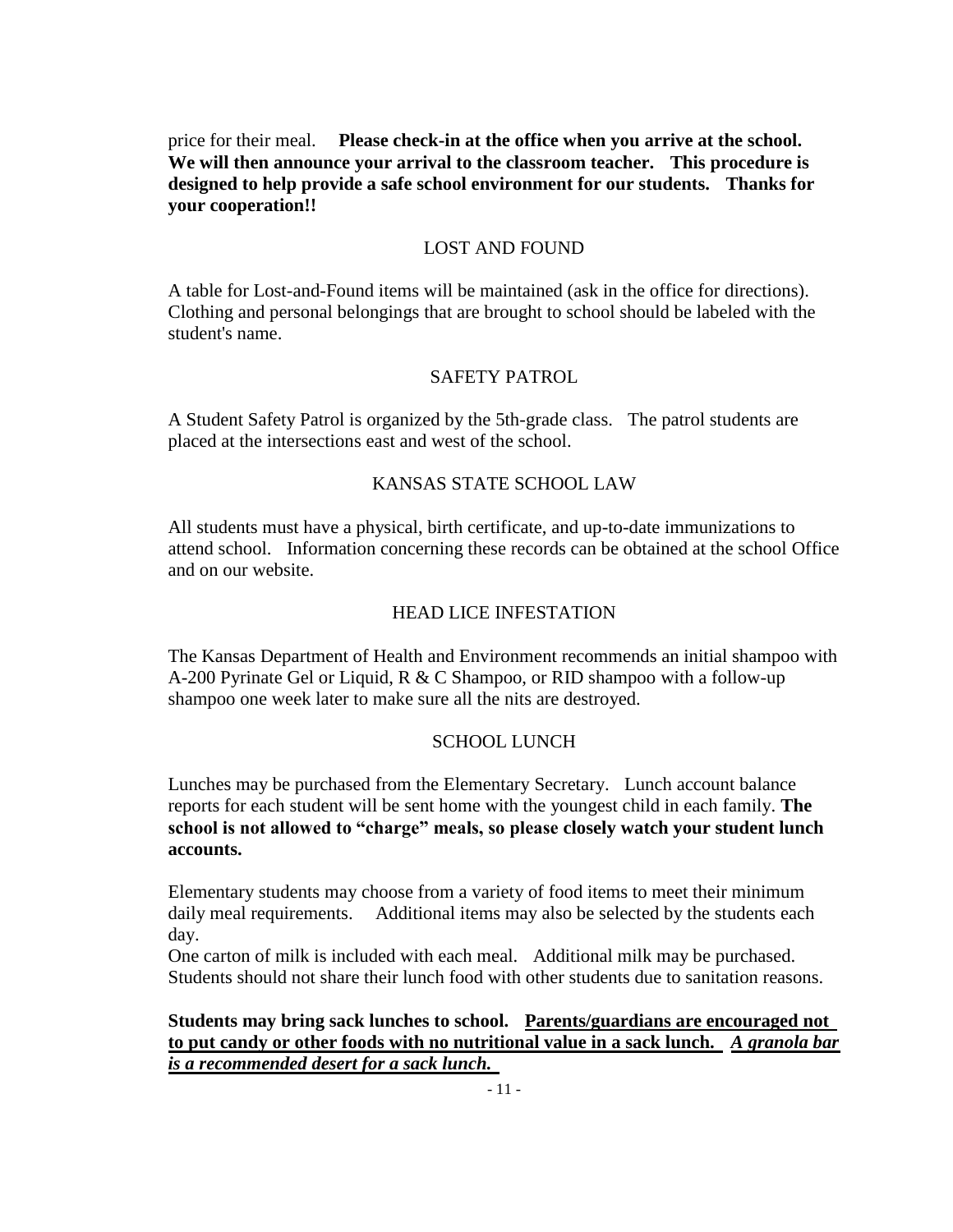price for their meal. **Please check-in at the office when you arrive at the school. We will then announce your arrival to the classroom teacher. This procedure is designed to help provide a safe school environment for our students. Thanks for your cooperation!!**

## LOST AND FOUND

A table for Lost-and-Found items will be maintained (ask in the office for directions). Clothing and personal belongings that are brought to school should be labeled with the student's name.

## SAFETY PATROL

A Student Safety Patrol is organized by the 5th-grade class. The patrol students are placed at the intersections east and west of the school.

## KANSAS STATE SCHOOL LAW

All students must have a physical, birth certificate, and up-to-date immunizations to attend school. Information concerning these records can be obtained at the school Office and on our website.

## HEAD LICE INFESTATION

The Kansas Department of Health and Environment recommends an initial shampoo with A-200 Pyrinate Gel or Liquid, R & C Shampoo, or RID shampoo with a follow-up shampoo one week later to make sure all the nits are destroyed.

## SCHOOL LUNCH

Lunches may be purchased from the Elementary Secretary. Lunch account balance reports for each student will be sent home with the youngest child in each family. **The school is not allowed to "charge" meals, so please closely watch your student lunch accounts.**

Elementary students may choose from a variety of food items to meet their minimum daily meal requirements. Additional items may also be selected by the students each day.

One carton of milk is included with each meal. Additional milk may be purchased. Students should not share their lunch food with other students due to sanitation reasons.

**Students may bring sack lunches to school. <u>Parents/guardians are encouraged not to put candy or other foods with no nutritional value in a sack lunch.</u> <u>*A granola bar is a recommended desert for a sack lunch.*</u>**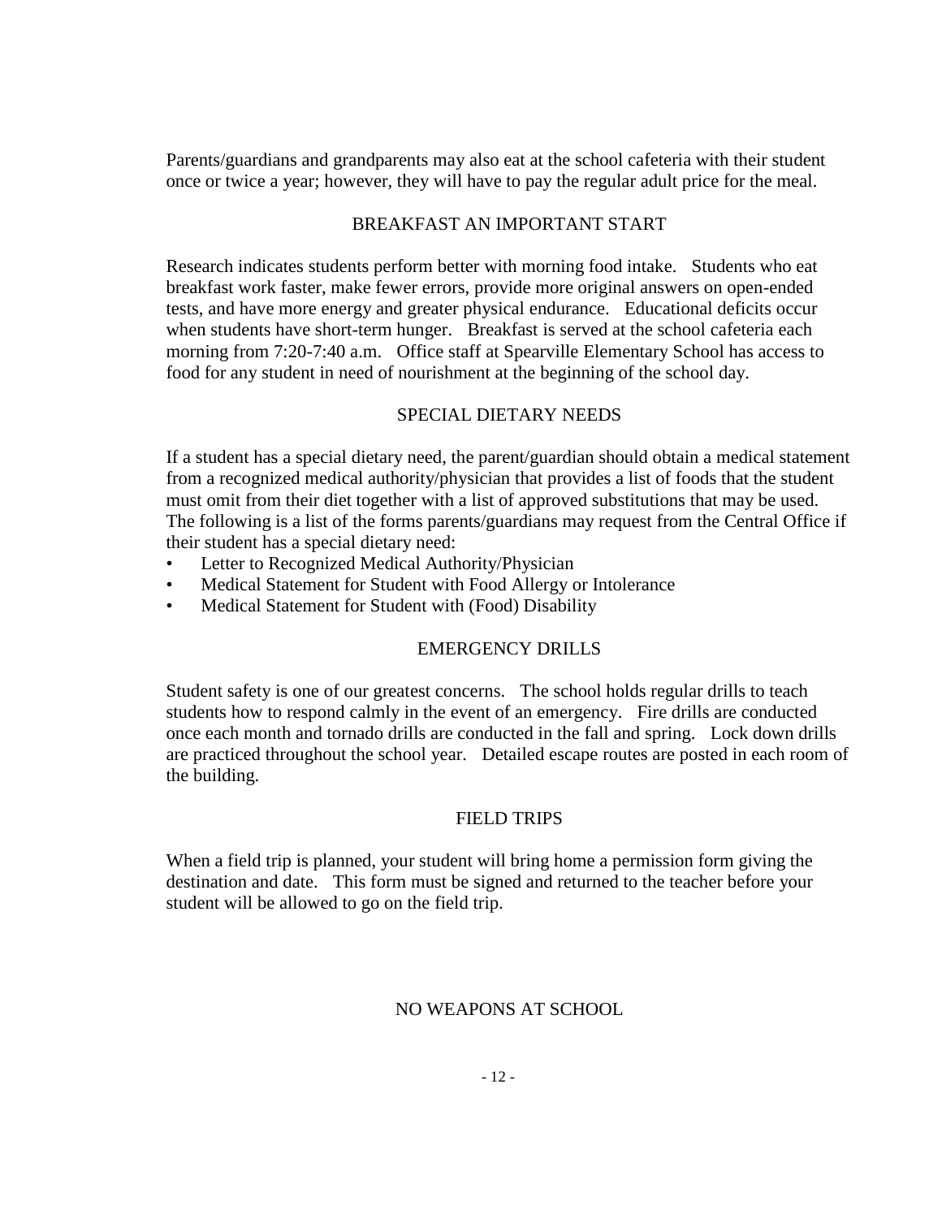Parents/guardians and grandparents may also eat at the school cafeteria with their student once or twice a year; however, they will have to pay the regular adult price for the meal.

## BREAKFAST AN IMPORTANT START

Research indicates students perform better with morning food intake. Students who eat breakfast work faster, make fewer errors, provide more original answers on open-ended tests, and have more energy and greater physical endurance. Educational deficits occur when students have short-term hunger. Breakfast is served at the school cafeteria each morning from 7:20-7:40 a.m. Office staff at Spearville Elementary School has access to food for any student in need of nourishment at the beginning of the school day.

## SPECIAL DIETARY NEEDS

If a student has a special dietary need, the parent/guardian should obtain a medical statement from a recognized medical authority/physician that provides a list of foods that the student must omit from their diet together with a list of approved substitutions that may be used. The following is a list of the forms parents/guardians may request from the Central Office if their student has a special dietary need:

- Letter to Recognized Medical Authority/Physician
- Medical Statement for Student with Food Allergy or Intolerance
- Medical Statement for Student with (Food) Disability

## EMERGENCY DRILLS

Student safety is one of our greatest concerns. The school holds regular drills to teach students how to respond calmly in the event of an emergency. Fire drills are conducted once each month and tornado drills are conducted in the fall and spring. Lock down drills are practiced throughout the school year. Detailed escape routes are posted in each room of the building.

## FIELD TRIPS

When a field trip is planned, your student will bring home a permission form giving the destination and date. This form must be signed and returned to the teacher before your student will be allowed to go on the field trip.

## NO WEAPONS AT SCHOOL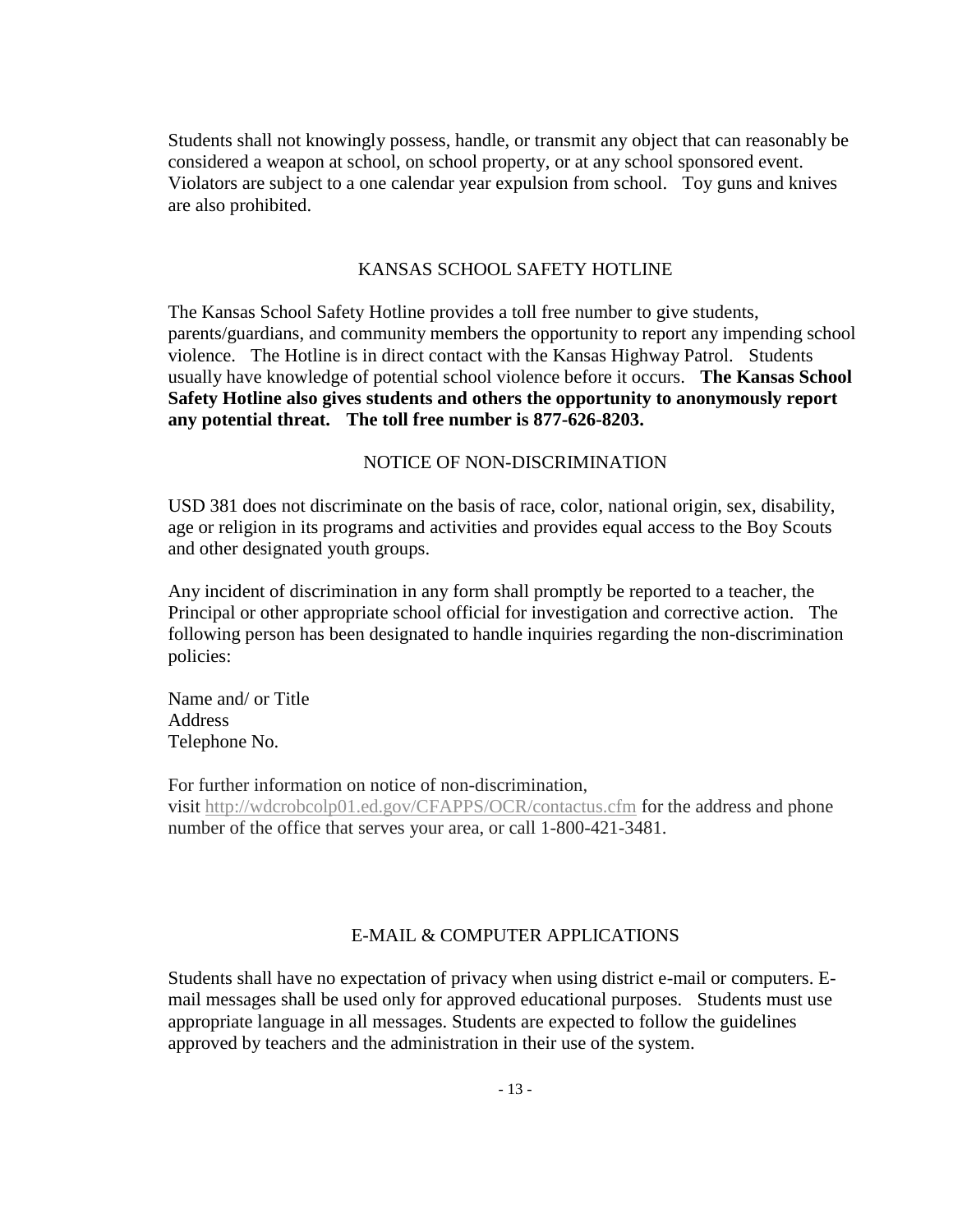Students shall not knowingly possess, handle, or transmit any object that can reasonably be considered a weapon at school, on school property, or at any school sponsored event. Violators are subject to a one calendar year expulsion from school. Toy guns and knives are also prohibited.

## KANSAS SCHOOL SAFETY HOTLINE

The Kansas School Safety Hotline provides a toll free number to give students, parents/guardians, and community members the opportunity to report any impending school violence. The Hotline is in direct contact with the Kansas Highway Patrol. Students usually have knowledge of potential school violence before it occurs. **The Kansas School Safety Hotline also gives students and others the opportunity to anonymously report any potential threat. The toll free number is 877-626-8203.**

## NOTICE OF NON-DISCRIMINATION

USD 381 does not discriminate on the basis of race, color, national origin, sex, disability, age or religion in its programs and activities and provides equal access to the Boy Scouts and other designated youth groups.

Any incident of discrimination in any form shall promptly be reported to a teacher, the Principal or other appropriate school official for investigation and corrective action. The following person has been designated to handle inquiries regarding the non-discrimination policies:

Name and/ or Title
Address
Telephone No.

For further information on notice of non-discrimination, visit http://wdcrobcolp01.ed.gov/CFAPPS/OCR/contactus.cfm for the address and phone number of the office that serves your area, or call 1-800-421-3481.

## E-MAIL & COMPUTER APPLICATIONS

Students shall have no expectation of privacy when using district e-mail or computers. E-mail messages shall be used only for approved educational purposes. Students must use appropriate language in all messages. Students are expected to follow the guidelines approved by teachers and the administration in their use of the system.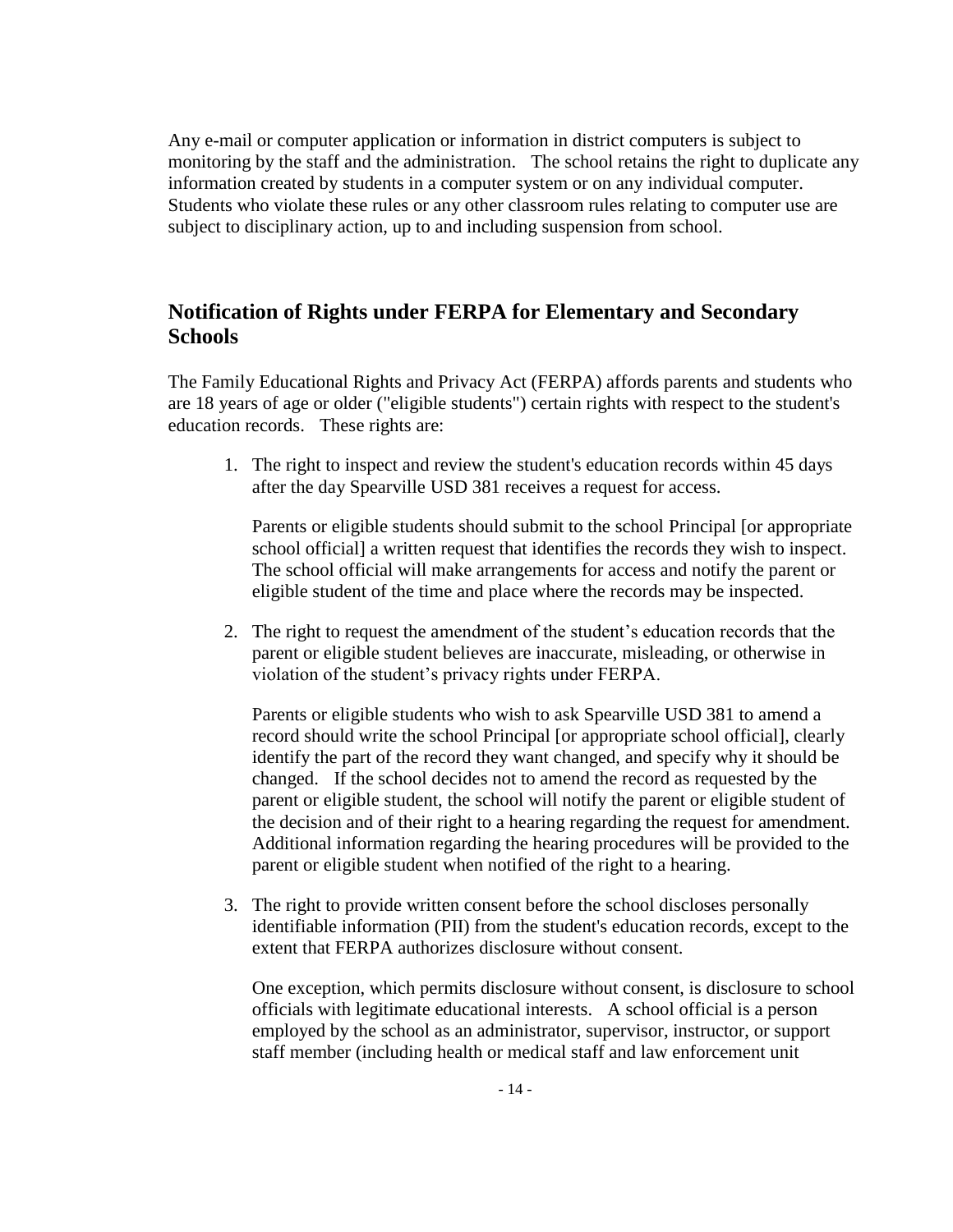Any e-mail or computer application or information in district computers is subject to monitoring by the staff and the administration. The school retains the right to duplicate any information created by students in a computer system or on any individual computer. Students who violate these rules or any other classroom rules relating to computer use are subject to disciplinary action, up to and including suspension from school.

## Notification of Rights under FERPA for Elementary and Secondary Schools

The Family Educational Rights and Privacy Act (FERPA) affords parents and students who are 18 years of age or older ("eligible students") certain rights with respect to the student's education records. These rights are:

1. The right to inspect and review the student's education records within 45 days after the day Spearville USD 381 receives a request for access.

   Parents or eligible students should submit to the school Principal [or appropriate school official] a written request that identifies the records they wish to inspect. The school official will make arrangements for access and notify the parent or eligible student of the time and place where the records may be inspected.

2. The right to request the amendment of the student's education records that the parent or eligible student believes are inaccurate, misleading, or otherwise in violation of the student's privacy rights under FERPA.

   Parents or eligible students who wish to ask Spearville USD 381 to amend a record should write the school Principal [or appropriate school official], clearly identify the part of the record they want changed, and specify why it should be changed. If the school decides not to amend the record as requested by the parent or eligible student, the school will notify the parent or eligible student of the decision and of their right to a hearing regarding the request for amendment. Additional information regarding the hearing procedures will be provided to the parent or eligible student when notified of the right to a hearing.

3. The right to provide written consent before the school discloses personally identifiable information (PII) from the student's education records, except to the extent that FERPA authorizes disclosure without consent.

   One exception, which permits disclosure without consent, is disclosure to school officials with legitimate educational interests. A school official is a person employed by the school as an administrator, supervisor, instructor, or support staff member (including health or medical staff and law enforcement unit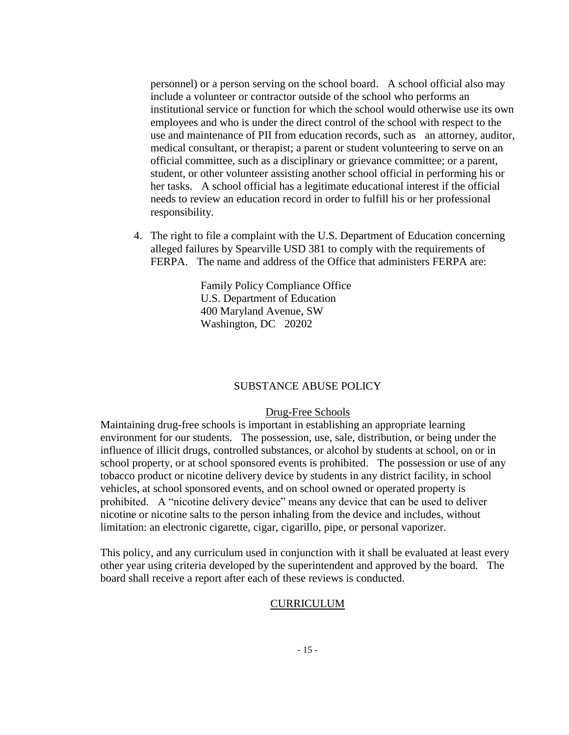personnel) or a person serving on the school board. A school official also may include a volunteer or contractor outside of the school who performs an institutional service or function for which the school would otherwise use its own employees and who is under the direct control of the school with respect to the use and maintenance of PII from education records, such as an attorney, auditor, medical consultant, or therapist; a parent or student volunteering to serve on an official committee, such as a disciplinary or grievance committee; or a parent, student, or other volunteer assisting another school official in performing his or her tasks. A school official has a legitimate educational interest if the official needs to review an education record in order to fulfill his or her professional responsibility.

4. The right to file a complaint with the U.S. Department of Education concerning alleged failures by Spearville USD 381 to comply with the requirements of FERPA. The name and address of the Office that administers FERPA are:

   Family Policy Compliance Office
   U.S. Department of Education
   400 Maryland Avenue, SW
   Washington, DC 20202

## SUBSTANCE ABUSE POLICY

### Drug-Free Schools

Maintaining drug-free schools is important in establishing an appropriate learning environment for our students. The possession, use, sale, distribution, or being under the influence of illicit drugs, controlled substances, or alcohol by students at school, on or in school property, or at school sponsored events is prohibited. The possession or use of any tobacco product or nicotine delivery device by students in any district facility, in school vehicles, at school sponsored events, and on school owned or operated property is prohibited. A "nicotine delivery device" means any device that can be used to deliver nicotine or nicotine salts to the person inhaling from the device and includes, without limitation: an electronic cigarette, cigar, cigarillo, pipe, or personal vaporizer.

This policy, and any curriculum used in conjunction with it shall be evaluated at least every other year using criteria developed by the superintendent and approved by the board. The board shall receive a report after each of these reviews is conducted.

### CURRICULUM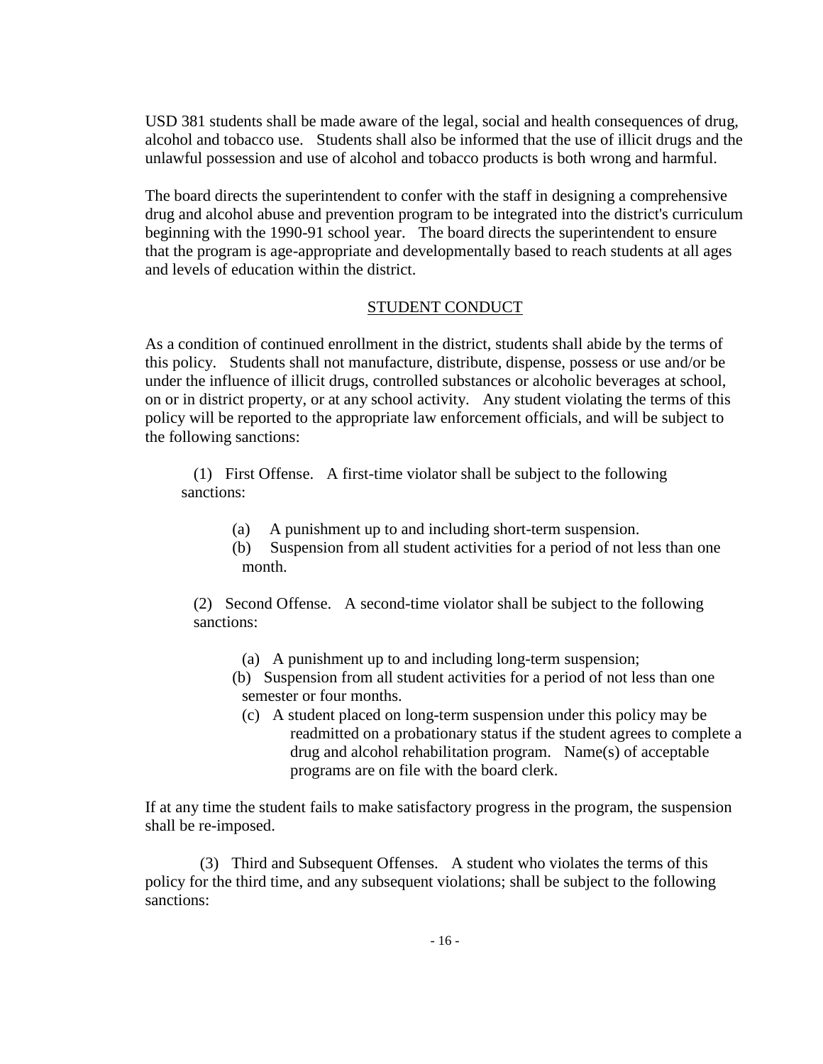USD 381 students shall be made aware of the legal, social and health consequences of drug, alcohol and tobacco use. Students shall also be informed that the use of illicit drugs and the unlawful possession and use of alcohol and tobacco products is both wrong and harmful.

The board directs the superintendent to confer with the staff in designing a comprehensive drug and alcohol abuse and prevention program to be integrated into the district's curriculum beginning with the 1990-91 school year. The board directs the superintendent to ensure that the program is age-appropriate and developmentally based to reach students at all ages and levels of education within the district.

## STUDENT CONDUCT

As a condition of continued enrollment in the district, students shall abide by the terms of this policy. Students shall not manufacture, distribute, dispense, possess or use and/or be under the influence of illicit drugs, controlled substances or alcoholic beverages at school, on or in district property, or at any school activity. Any student violating the terms of this policy will be reported to the appropriate law enforcement officials, and will be subject to the following sanctions:

(1) First Offense. A first-time violator shall be subject to the following sanctions:

- (a) A punishment up to and including short-term suspension.
- (b) Suspension from all student activities for a period of not less than one month.

(2) Second Offense. A second-time violator shall be subject to the following sanctions:

- (a) A punishment up to and including long-term suspension;
- (b) Suspension from all student activities for a period of not less than one semester or four months.
- (c) A student placed on long-term suspension under this policy may be readmitted on a probationary status if the student agrees to complete a drug and alcohol rehabilitation program. Name(s) of acceptable programs are on file with the board clerk.

If at any time the student fails to make satisfactory progress in the program, the suspension shall be re-imposed.

(3) Third and Subsequent Offenses. A student who violates the terms of this policy for the third time, and any subsequent violations; shall be subject to the following sanctions: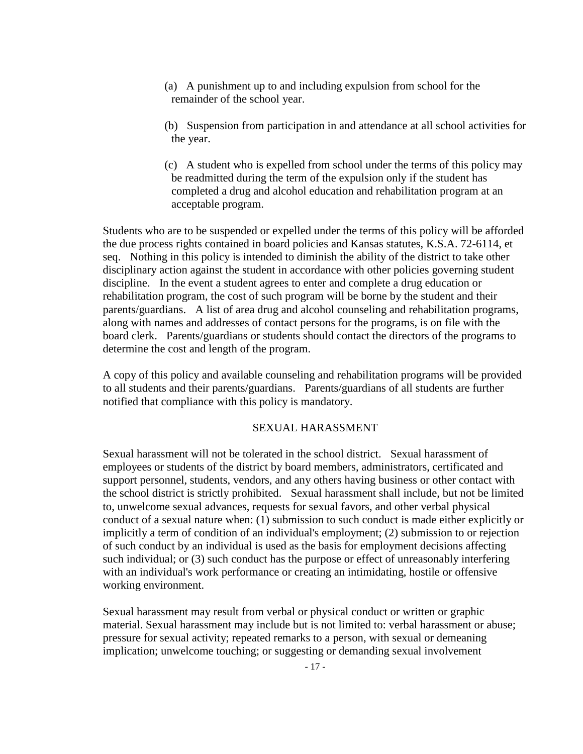(a) A punishment up to and including expulsion from school for the remainder of the school year.

(b) Suspension from participation in and attendance at all school activities for the year.

(c) A student who is expelled from school under the terms of this policy may be readmitted during the term of the expulsion only if the student has completed a drug and alcohol education and rehabilitation program at an acceptable program.

Students who are to be suspended or expelled under the terms of this policy will be afforded the due process rights contained in board policies and Kansas statutes, K.S.A. 72-6114, et seq. Nothing in this policy is intended to diminish the ability of the district to take other disciplinary action against the student in accordance with other policies governing student discipline. In the event a student agrees to enter and complete a drug education or rehabilitation program, the cost of such program will be borne by the student and their parents/guardians. A list of area drug and alcohol counseling and rehabilitation programs, along with names and addresses of contact persons for the programs, is on file with the board clerk. Parents/guardians or students should contact the directors of the programs to determine the cost and length of the program.

A copy of this policy and available counseling and rehabilitation programs will be provided to all students and their parents/guardians. Parents/guardians of all students are further notified that compliance with this policy is mandatory.

## SEXUAL HARASSMENT

Sexual harassment will not be tolerated in the school district. Sexual harassment of employees or students of the district by board members, administrators, certificated and support personnel, students, vendors, and any others having business or other contact with the school district is strictly prohibited. Sexual harassment shall include, but not be limited to, unwelcome sexual advances, requests for sexual favors, and other verbal physical conduct of a sexual nature when: (1) submission to such conduct is made either explicitly or implicitly a term of condition of an individual's employment; (2) submission to or rejection of such conduct by an individual is used as the basis for employment decisions affecting such individual; or (3) such conduct has the purpose or effect of unreasonably interfering with an individual's work performance or creating an intimidating, hostile or offensive working environment.

Sexual harassment may result from verbal or physical conduct or written or graphic material. Sexual harassment may include but is not limited to: verbal harassment or abuse; pressure for sexual activity; repeated remarks to a person, with sexual or demeaning implication; unwelcome touching; or suggesting or demanding sexual involvement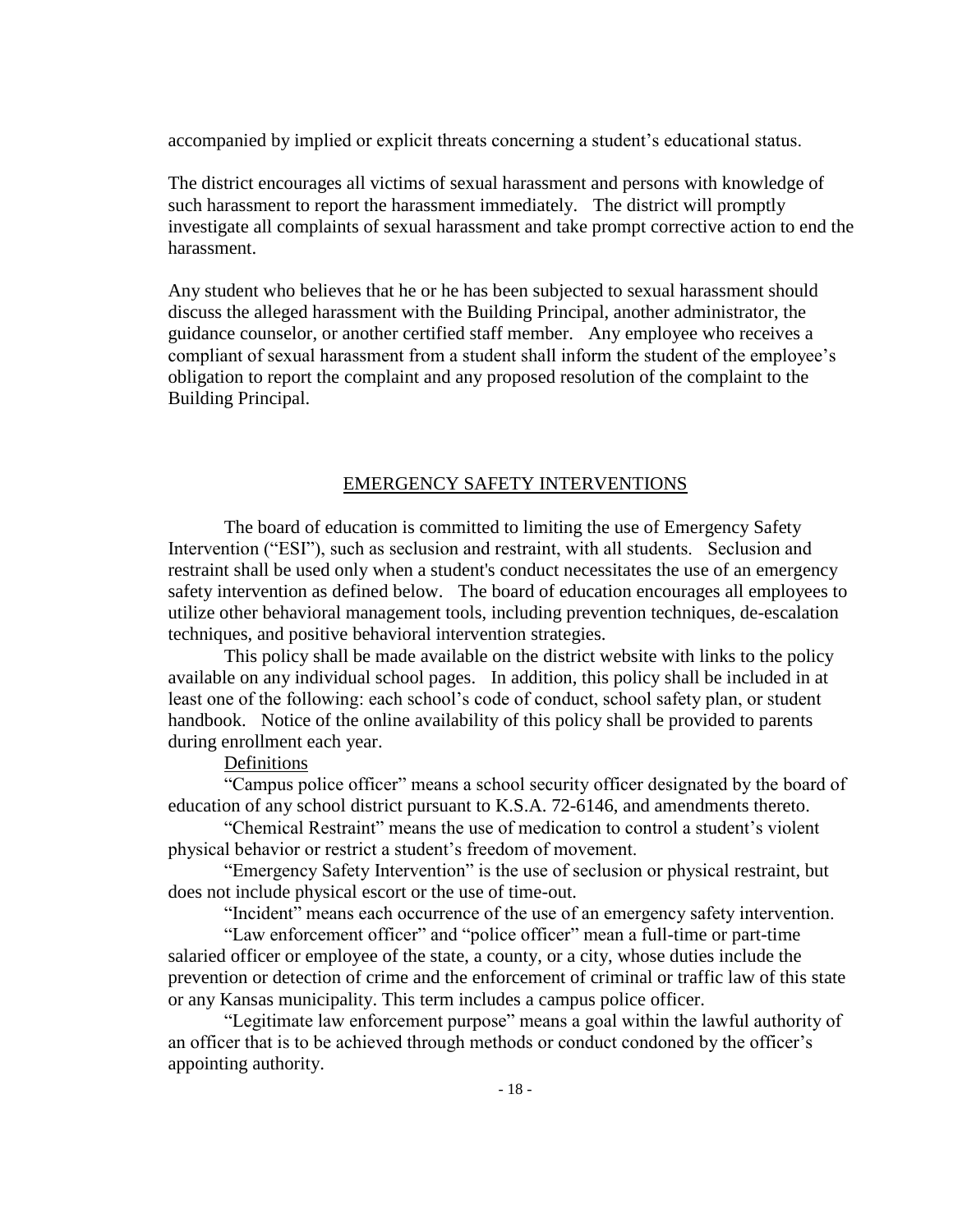accompanied by implied or explicit threats concerning a student's educational status.

The district encourages all victims of sexual harassment and persons with knowledge of such harassment to report the harassment immediately. The district will promptly investigate all complaints of sexual harassment and take prompt corrective action to end the harassment.

Any student who believes that he or he has been subjected to sexual harassment should discuss the alleged harassment with the Building Principal, another administrator, the guidance counselor, or another certified staff member. Any employee who receives a compliant of sexual harassment from a student shall inform the student of the employee's obligation to report the complaint and any proposed resolution of the complaint to the Building Principal.

## EMERGENCY SAFETY INTERVENTIONS

The board of education is committed to limiting the use of Emergency Safety Intervention ("ESI"), such as seclusion and restraint, with all students. Seclusion and restraint shall be used only when a student's conduct necessitates the use of an emergency safety intervention as defined below. The board of education encourages all employees to utilize other behavioral management tools, including prevention techniques, de-escalation techniques, and positive behavioral intervention strategies.

This policy shall be made available on the district website with links to the policy available on any individual school pages. In addition, this policy shall be included in at least one of the following: each school's code of conduct, school safety plan, or student handbook. Notice of the online availability of this policy shall be provided to parents during enrollment each year.

### Definitions

"Campus police officer" means a school security officer designated by the board of education of any school district pursuant to K.S.A. 72-6146, and amendments thereto.

"Chemical Restraint" means the use of medication to control a student's violent physical behavior or restrict a student's freedom of movement.

"Emergency Safety Intervention" is the use of seclusion or physical restraint, but does not include physical escort or the use of time-out.

"Incident" means each occurrence of the use of an emergency safety intervention.

"Law enforcement officer" and "police officer" mean a full-time or part-time salaried officer or employee of the state, a county, or a city, whose duties include the prevention or detection of crime and the enforcement of criminal or traffic law of this state or any Kansas municipality. This term includes a campus police officer.

"Legitimate law enforcement purpose" means a goal within the lawful authority of an officer that is to be achieved through methods or conduct condoned by the officer's appointing authority.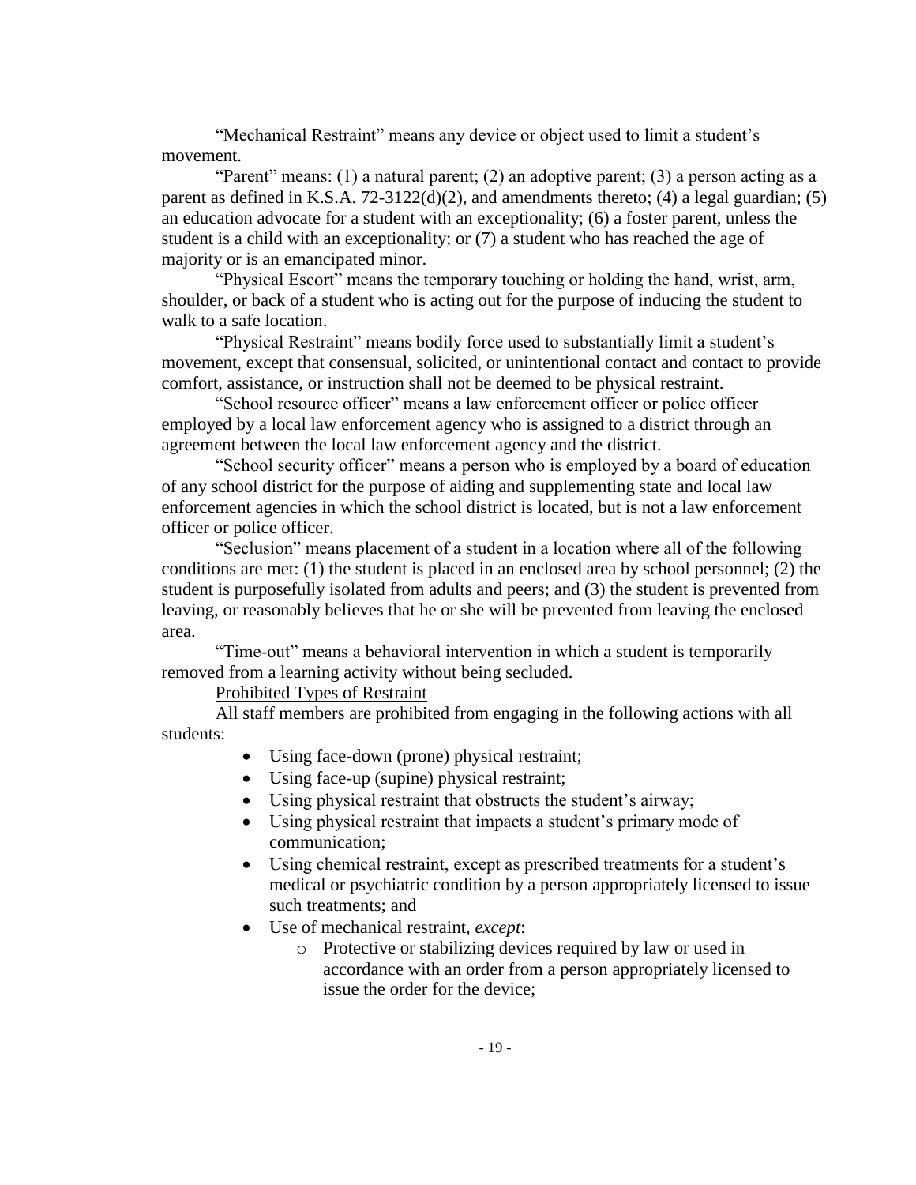"Mechanical Restraint" means any device or object used to limit a student's movement.

"Parent" means: (1) a natural parent; (2) an adoptive parent; (3) a person acting as a parent as defined in K.S.A. 72-3122(d)(2), and amendments thereto; (4) a legal guardian; (5) an education advocate for a student with an exceptionality; (6) a foster parent, unless the student is a child with an exceptionality; or (7) a student who has reached the age of majority or is an emancipated minor.

"Physical Escort" means the temporary touching or holding the hand, wrist, arm, shoulder, or back of a student who is acting out for the purpose of inducing the student to walk to a safe location.

"Physical Restraint" means bodily force used to substantially limit a student's movement, except that consensual, solicited, or unintentional contact and contact to provide comfort, assistance, or instruction shall not be deemed to be physical restraint.

"School resource officer" means a law enforcement officer or police officer employed by a local law enforcement agency who is assigned to a district through an agreement between the local law enforcement agency and the district.

"School security officer" means a person who is employed by a board of education of any school district for the purpose of aiding and supplementing state and local law enforcement agencies in which the school district is located, but is not a law enforcement officer or police officer.

"Seclusion" means placement of a student in a location where all of the following conditions are met: (1) the student is placed in an enclosed area by school personnel; (2) the student is purposefully isolated from adults and peers; and (3) the student is prevented from leaving, or reasonably believes that he or she will be prevented from leaving the enclosed area.

"Time-out" means a behavioral intervention in which a student is temporarily removed from a learning activity without being secluded.

<u>Prohibited Types of Restraint</u>

All staff members are prohibited from engaging in the following actions with all students:

- Using face-down (prone) physical restraint;
- Using face-up (supine) physical restraint;
- Using physical restraint that obstructs the student's airway;
- Using physical restraint that impacts a student's primary mode of communication;
- Using chemical restraint, except as prescribed treatments for a student's medical or psychiatric condition by a person appropriately licensed to issue such treatments; and
- Use of mechanical restraint, *except*:
  - Protective or stabilizing devices required by law or used in accordance with an order from a person appropriately licensed to issue the order for the device;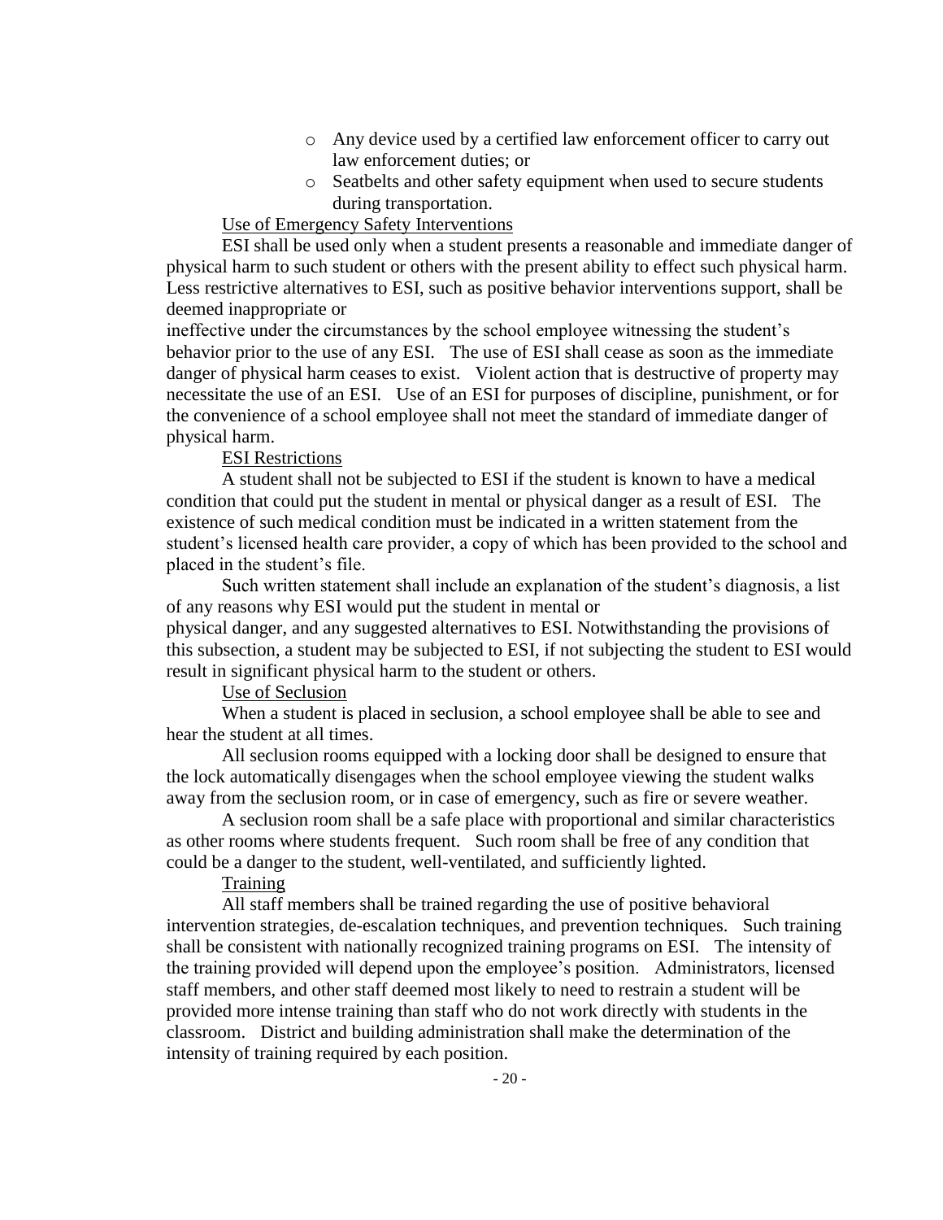- Any device used by a certified law enforcement officer to carry out law enforcement duties; or
- Seatbelts and other safety equipment when used to secure students during transportation.

Use of Emergency Safety Interventions

ESI shall be used only when a student presents a reasonable and immediate danger of physical harm to such student or others with the present ability to effect such physical harm. Less restrictive alternatives to ESI, such as positive behavior interventions support, shall be deemed inappropriate or ineffective under the circumstances by the school employee witnessing the student's behavior prior to the use of any ESI. The use of ESI shall cease as soon as the immediate danger of physical harm ceases to exist. Violent action that is destructive of property may necessitate the use of an ESI. Use of an ESI for purposes of discipline, punishment, or for the convenience of a school employee shall not meet the standard of immediate danger of physical harm.

ESI Restrictions

A student shall not be subjected to ESI if the student is known to have a medical condition that could put the student in mental or physical danger as a result of ESI. The existence of such medical condition must be indicated in a written statement from the student's licensed health care provider, a copy of which has been provided to the school and placed in the student's file.

Such written statement shall include an explanation of the student's diagnosis, a list of any reasons why ESI would put the student in mental or physical danger, and any suggested alternatives to ESI. Notwithstanding the provisions of this subsection, a student may be subjected to ESI, if not subjecting the student to ESI would result in significant physical harm to the student or others.

Use of Seclusion

When a student is placed in seclusion, a school employee shall be able to see and hear the student at all times.

All seclusion rooms equipped with a locking door shall be designed to ensure that the lock automatically disengages when the school employee viewing the student walks away from the seclusion room, or in case of emergency, such as fire or severe weather.

A seclusion room shall be a safe place with proportional and similar characteristics as other rooms where students frequent. Such room shall be free of any condition that could be a danger to the student, well-ventilated, and sufficiently lighted.

Training

All staff members shall be trained regarding the use of positive behavioral intervention strategies, de-escalation techniques, and prevention techniques. Such training shall be consistent with nationally recognized training programs on ESI. The intensity of the training provided will depend upon the employee's position. Administrators, licensed staff members, and other staff deemed most likely to need to restrain a student will be provided more intense training than staff who do not work directly with students in the classroom. District and building administration shall make the determination of the intensity of training required by each position.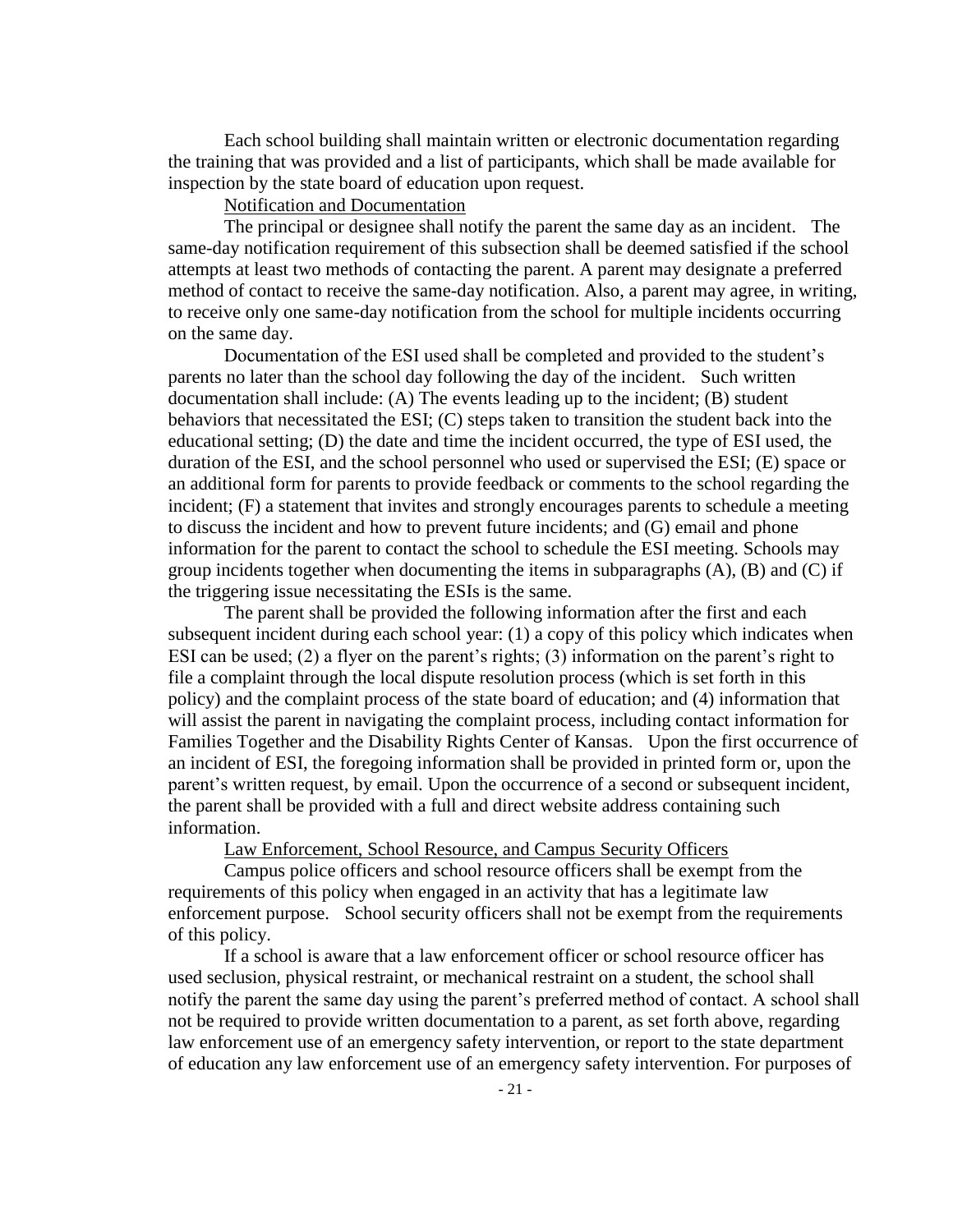Each school building shall maintain written or electronic documentation regarding the training that was provided and a list of participants, which shall be made available for inspection by the state board of education upon request.

Notification and Documentation

The principal or designee shall notify the parent the same day as an incident. The same-day notification requirement of this subsection shall be deemed satisfied if the school attempts at least two methods of contacting the parent. A parent may designate a preferred method of contact to receive the same-day notification. Also, a parent may agree, in writing, to receive only one same-day notification from the school for multiple incidents occurring on the same day.

Documentation of the ESI used shall be completed and provided to the student's parents no later than the school day following the day of the incident. Such written documentation shall include: (A) The events leading up to the incident; (B) student behaviors that necessitated the ESI; (C) steps taken to transition the student back into the educational setting; (D) the date and time the incident occurred, the type of ESI used, the duration of the ESI, and the school personnel who used or supervised the ESI; (E) space or an additional form for parents to provide feedback or comments to the school regarding the incident; (F) a statement that invites and strongly encourages parents to schedule a meeting to discuss the incident and how to prevent future incidents; and (G) email and phone information for the parent to contact the school to schedule the ESI meeting. Schools may group incidents together when documenting the items in subparagraphs (A), (B) and (C) if the triggering issue necessitating the ESIs is the same.

The parent shall be provided the following information after the first and each subsequent incident during each school year: (1) a copy of this policy which indicates when ESI can be used; (2) a flyer on the parent's rights; (3) information on the parent's right to file a complaint through the local dispute resolution process (which is set forth in this policy) and the complaint process of the state board of education; and (4) information that will assist the parent in navigating the complaint process, including contact information for Families Together and the Disability Rights Center of Kansas. Upon the first occurrence of an incident of ESI, the foregoing information shall be provided in printed form or, upon the parent's written request, by email. Upon the occurrence of a second or subsequent incident, the parent shall be provided with a full and direct website address containing such information.

Law Enforcement, School Resource, and Campus Security Officers

Campus police officers and school resource officers shall be exempt from the requirements of this policy when engaged in an activity that has a legitimate law enforcement purpose. School security officers shall not be exempt from the requirements of this policy.

If a school is aware that a law enforcement officer or school resource officer has used seclusion, physical restraint, or mechanical restraint on a student, the school shall notify the parent the same day using the parent's preferred method of contact. A school shall not be required to provide written documentation to a parent, as set forth above, regarding law enforcement use of an emergency safety intervention, or report to the state department of education any law enforcement use of an emergency safety intervention. For purposes of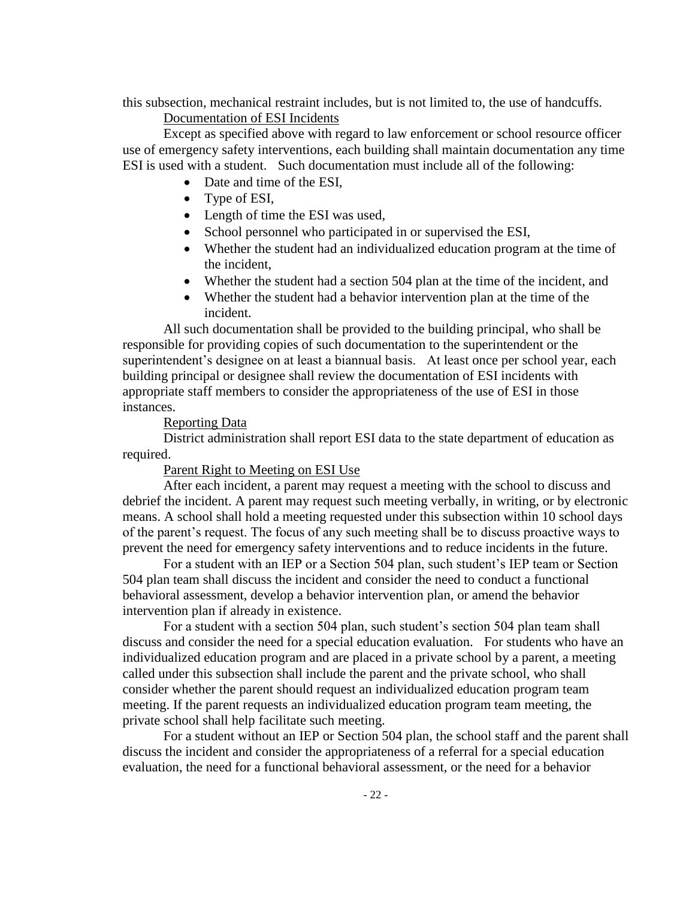this subsection, mechanical restraint includes, but is not limited to, the use of handcuffs.

<u>Documentation of ESI Incidents</u>

Except as specified above with regard to law enforcement or school resource officer use of emergency safety interventions, each building shall maintain documentation any time ESI is used with a student. Such documentation must include all of the following:

- Date and time of the ESI,
- Type of ESI,
- Length of time the ESI was used,
- School personnel who participated in or supervised the ESI,
- Whether the student had an individualized education program at the time of the incident,
- Whether the student had a section 504 plan at the time of the incident, and
- Whether the student had a behavior intervention plan at the time of the incident.

All such documentation shall be provided to the building principal, who shall be responsible for providing copies of such documentation to the superintendent or the superintendent's designee on at least a biannual basis. At least once per school year, each building principal or designee shall review the documentation of ESI incidents with appropriate staff members to consider the appropriateness of the use of ESI in those instances.

<u>Reporting Data</u>

District administration shall report ESI data to the state department of education as required.

<u>Parent Right to Meeting on ESI Use</u>

After each incident, a parent may request a meeting with the school to discuss and debrief the incident. A parent may request such meeting verbally, in writing, or by electronic means. A school shall hold a meeting requested under this subsection within 10 school days of the parent's request. The focus of any such meeting shall be to discuss proactive ways to prevent the need for emergency safety interventions and to reduce incidents in the future.

For a student with an IEP or a Section 504 plan, such student's IEP team or Section 504 plan team shall discuss the incident and consider the need to conduct a functional behavioral assessment, develop a behavior intervention plan, or amend the behavior intervention plan if already in existence.

For a student with a section 504 plan, such student's section 504 plan team shall discuss and consider the need for a special education evaluation. For students who have an individualized education program and are placed in a private school by a parent, a meeting called under this subsection shall include the parent and the private school, who shall consider whether the parent should request an individualized education program team meeting. If the parent requests an individualized education program team meeting, the private school shall help facilitate such meeting.

For a student without an IEP or Section 504 plan, the school staff and the parent shall discuss the incident and consider the appropriateness of a referral for a special education evaluation, the need for a functional behavioral assessment, or the need for a behavior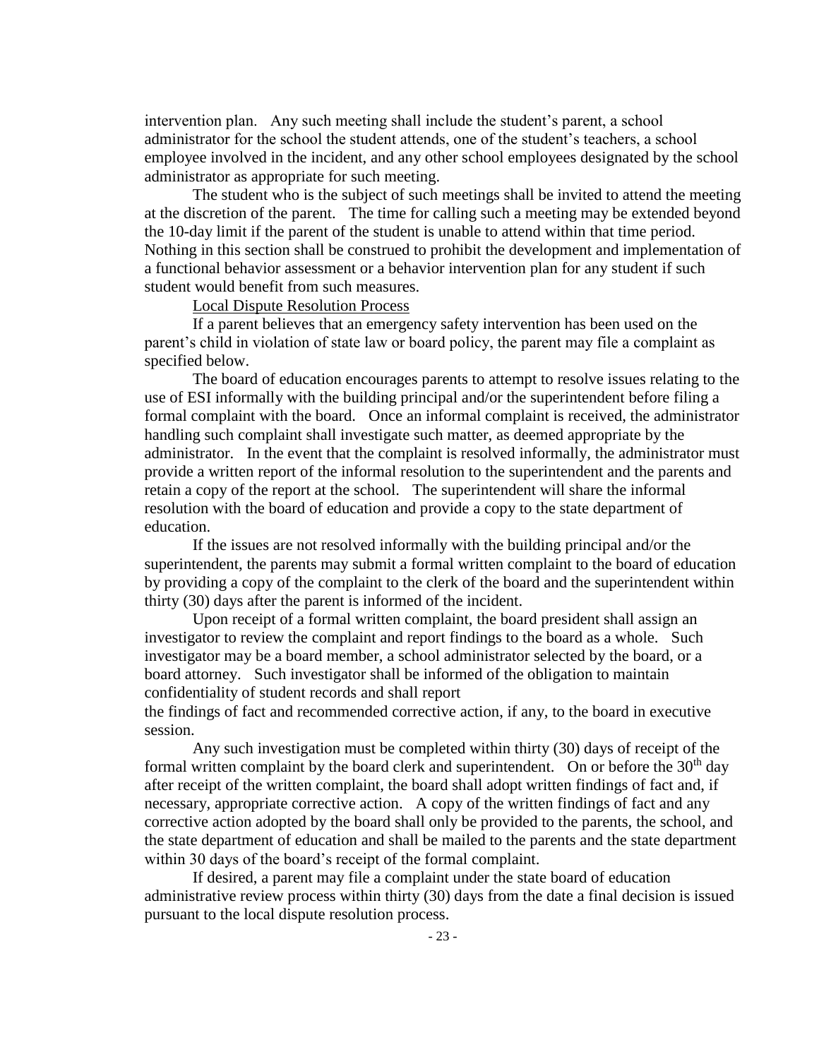intervention plan. Any such meeting shall include the student's parent, a school administrator for the school the student attends, one of the student's teachers, a school employee involved in the incident, and any other school employees designated by the school administrator as appropriate for such meeting.

The student who is the subject of such meetings shall be invited to attend the meeting at the discretion of the parent. The time for calling such a meeting may be extended beyond the 10-day limit if the parent of the student is unable to attend within that time period. Nothing in this section shall be construed to prohibit the development and implementation of a functional behavior assessment or a behavior intervention plan for any student if such student would benefit from such measures.

Local Dispute Resolution Process

If a parent believes that an emergency safety intervention has been used on the parent's child in violation of state law or board policy, the parent may file a complaint as specified below.

The board of education encourages parents to attempt to resolve issues relating to the use of ESI informally with the building principal and/or the superintendent before filing a formal complaint with the board. Once an informal complaint is received, the administrator handling such complaint shall investigate such matter, as deemed appropriate by the administrator. In the event that the complaint is resolved informally, the administrator must provide a written report of the informal resolution to the superintendent and the parents and retain a copy of the report at the school. The superintendent will share the informal resolution with the board of education and provide a copy to the state department of education.

If the issues are not resolved informally with the building principal and/or the superintendent, the parents may submit a formal written complaint to the board of education by providing a copy of the complaint to the clerk of the board and the superintendent within thirty (30) days after the parent is informed of the incident.

Upon receipt of a formal written complaint, the board president shall assign an investigator to review the complaint and report findings to the board as a whole. Such investigator may be a board member, a school administrator selected by the board, or a board attorney. Such investigator shall be informed of the obligation to maintain confidentiality of student records and shall report the findings of fact and recommended corrective action, if any, to the board in executive session.

Any such investigation must be completed within thirty (30) days of receipt of the formal written complaint by the board clerk and superintendent. On or before the 30th day after receipt of the written complaint, the board shall adopt written findings of fact and, if necessary, appropriate corrective action. A copy of the written findings of fact and any corrective action adopted by the board shall only be provided to the parents, the school, and the state department of education and shall be mailed to the parents and the state department within 30 days of the board's receipt of the formal complaint.

If desired, a parent may file a complaint under the state board of education administrative review process within thirty (30) days from the date a final decision is issued pursuant to the local dispute resolution process.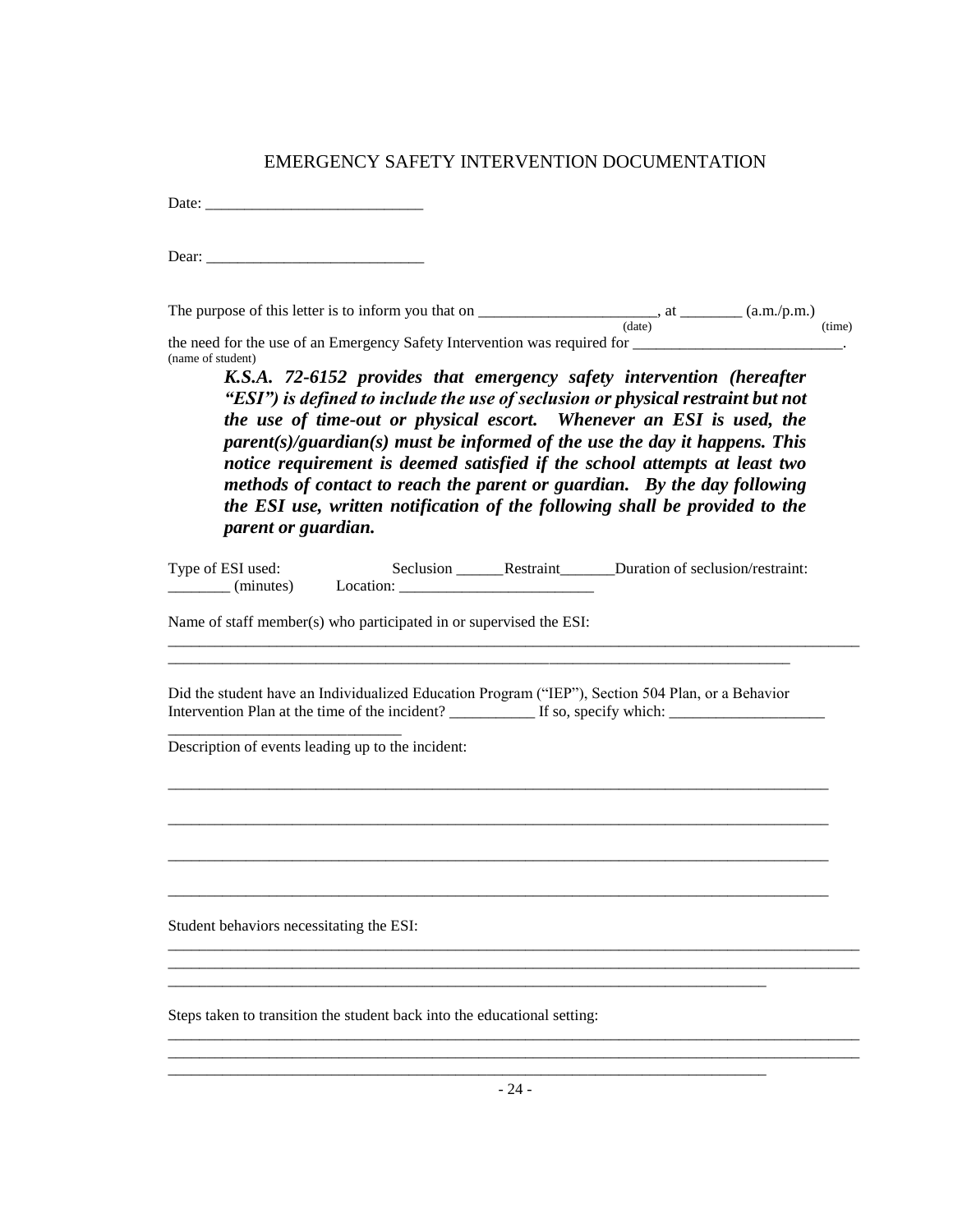# EMERGENCY SAFETY INTERVENTION DOCUMENTATION

Date: ___________________________

Dear: ___________________________

The purpose of this letter is to inform you that on _______________________, at ________ (a.m./p.m.)
(date) (time)
the need for the use of an Emergency Safety Intervention was required for ___________________________.
(name of student)

> ***K.S.A. 72-6152 provides that emergency safety intervention (hereafter "ESI") is defined to include the use of seclusion or physical restraint but not the use of time-out or physical escort. Whenever an ESI is used, the parent(s)/guardian(s) must be informed of the use the day it happens. This notice requirement is deemed satisfied if the school attempts at least two methods of contact to reach the parent or guardian. By the day following the ESI use, written notification of the following shall be provided to the parent or guardian.***

Type of ESI used: Seclusion ______Restraint_______Duration of seclusion/restraint: ________ (minutes) Location: _________________________

Name of staff member(s) who participated in or supervised the ESI:
______________________________________________________________________________________
________________________________________________________________________________

Did the student have an Individualized Education Program ("IEP"), Section 504 Plan, or a Behavior Intervention Plan at the time of the incident? ___________ If so, specify which: ____________________
_____________________________

Description of events leading up to the incident:

_____________________________________________________________________________________

_____________________________________________________________________________________

_____________________________________________________________________________________

_____________________________________________________________________________________

Student behaviors necessitating the ESI:
______________________________________________________________________________________
______________________________________________________________________________________
_____________________________________________________________________________

Steps taken to transition the student back into the educational setting:
______________________________________________________________________________________
______________________________________________________________________________________
_____________________________________________________________________________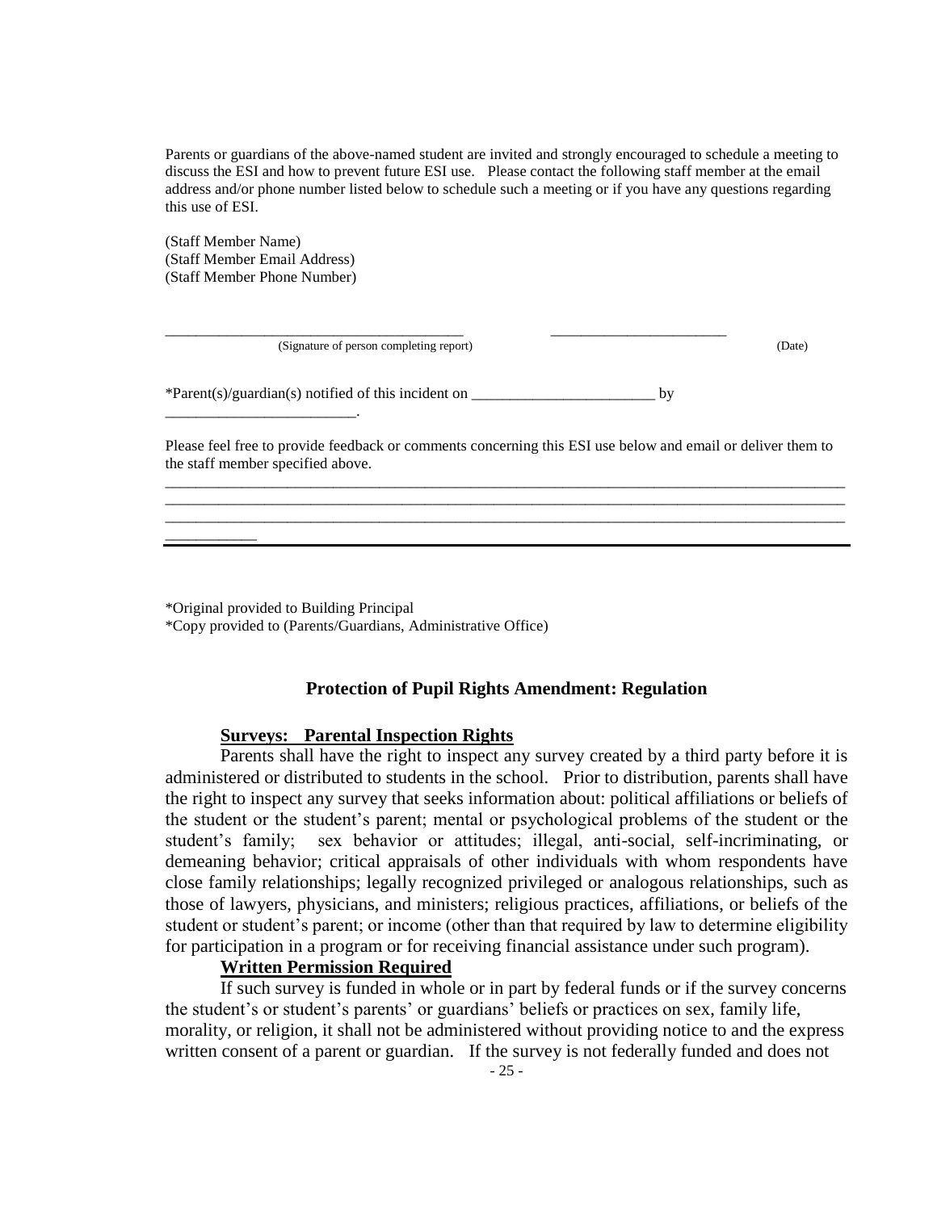Parents or guardians of the above-named student are invited and strongly encouraged to schedule a meeting to discuss the ESI and how to prevent future ESI use. Please contact the following staff member at the email address and/or phone number listed below to schedule such a meeting or if you have any questions regarding this use of ESI.

(Staff Member Name)
(Staff Member Email Address)
(Staff Member Phone Number)

_______________________________________ _______________________
(Signature of person completing report) (Date)

*Parent(s)/guardian(s) notified of this incident on ________________________ by _________________________.

Please feel free to provide feedback or comments concerning this ESI use below and email or deliver them to the staff member specified above.

_____________________________________________________________________________________________
_____________________________________________________________________________________________
_____________________________________________________________________________________________
____________

*Original provided to Building Principal
*Copy provided to (Parents/Guardians, Administrative Office)

### Protection of Pupil Rights Amendment: Regulation

**Surveys: Parental Inspection Rights**

Parents shall have the right to inspect any survey created by a third party before it is administered or distributed to students in the school. Prior to distribution, parents shall have the right to inspect any survey that seeks information about: political affiliations or beliefs of the student or the student's parent; mental or psychological problems of the student or the student's family; sex behavior or attitudes; illegal, anti-social, self-incriminating, or demeaning behavior; critical appraisals of other individuals with whom respondents have close family relationships; legally recognized privileged or analogous relationships, such as those of lawyers, physicians, and ministers; religious practices, affiliations, or beliefs of the student or student's parent; or income (other than that required by law to determine eligibility for participation in a program or for receiving financial assistance under such program).

**Written Permission Required**

If such survey is funded in whole or in part by federal funds or if the survey concerns the student's or student's parents' or guardians' beliefs or practices on sex, family life, morality, or religion, it shall not be administered without providing notice to and the express written consent of a parent or guardian. If the survey is not federally funded and does not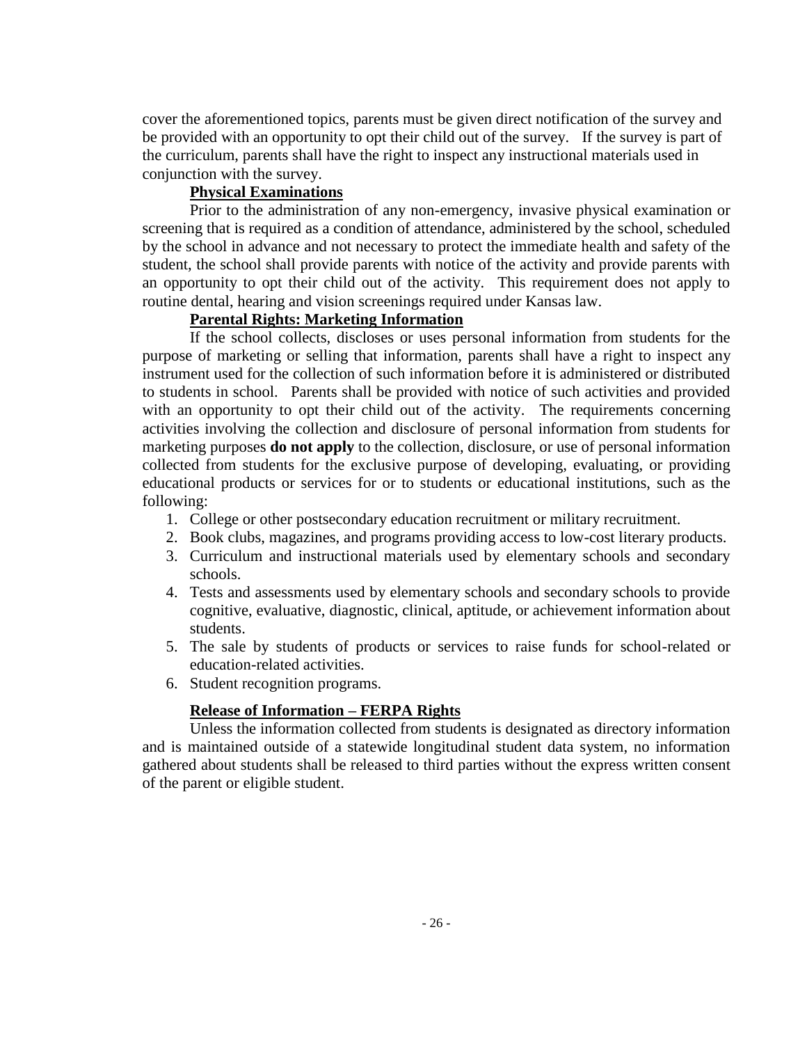cover the aforementioned topics, parents must be given direct notification of the survey and be provided with an opportunity to opt their child out of the survey. If the survey is part of the curriculum, parents shall have the right to inspect any instructional materials used in conjunction with the survey.

### Physical Examinations

Prior to the administration of any non-emergency, invasive physical examination or screening that is required as a condition of attendance, administered by the school, scheduled by the school in advance and not necessary to protect the immediate health and safety of the student, the school shall provide parents with notice of the activity and provide parents with an opportunity to opt their child out of the activity. This requirement does not apply to routine dental, hearing and vision screenings required under Kansas law.

### Parental Rights: Marketing Information

If the school collects, discloses or uses personal information from students for the purpose of marketing or selling that information, parents shall have a right to inspect any instrument used for the collection of such information before it is administered or distributed to students in school. Parents shall be provided with notice of such activities and provided with an opportunity to opt their child out of the activity. The requirements concerning activities involving the collection and disclosure of personal information from students for marketing purposes **do not apply** to the collection, disclosure, or use of personal information collected from students for the exclusive purpose of developing, evaluating, or providing educational products or services for or to students or educational institutions, such as the following:

1. College or other postsecondary education recruitment or military recruitment.
2. Book clubs, magazines, and programs providing access to low-cost literary products.
3. Curriculum and instructional materials used by elementary schools and secondary schools.
4. Tests and assessments used by elementary schools and secondary schools to provide cognitive, evaluative, diagnostic, clinical, aptitude, or achievement information about students.
5. The sale by students of products or services to raise funds for school-related or education-related activities.
6. Student recognition programs.

### Release of Information – FERPA Rights

Unless the information collected from students is designated as directory information and is maintained outside of a statewide longitudinal student data system, no information gathered about students shall be released to third parties without the express written consent of the parent or eligible student.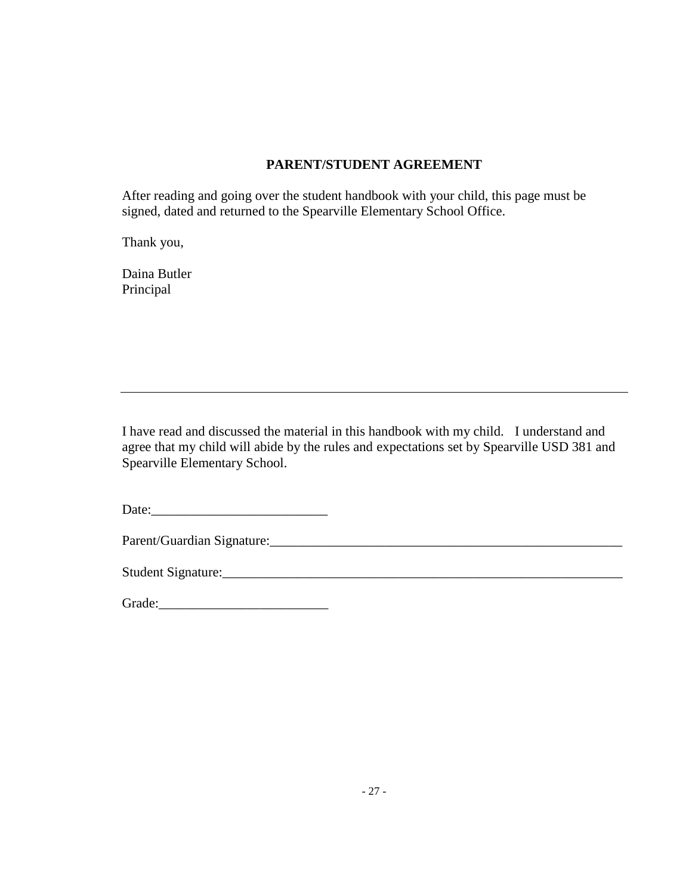## PARENT/STUDENT AGREEMENT

After reading and going over the student handbook with your child, this page must be signed, dated and returned to the Spearville Elementary School Office.

Thank you,

Daina Butler
Principal

---

I have read and discussed the material in this handbook with my child. I understand and agree that my child will abide by the rules and expectations set by Spearville USD 381 and Spearville Elementary School.

Date:__________________________

Parent/Guardian Signature:______________________________________________________

Student Signature:______________________________________________________________

Grade:_________________________